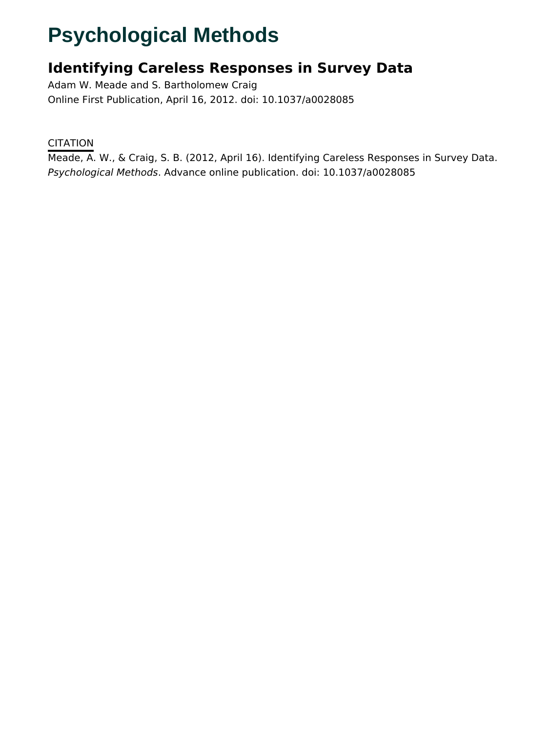# Psychological Methods

## Identifying Careless Responses in Survey Data

Adam W. Meade and S. Bartholomew Craig

Online First Publication, April 16, 2012. doi: 10.1037/a0028085

CITATION

Meade, A. W., & Craig, S. B. (2012, April 16). Identifying Careless Responses in Survey Data. *Psychological Methods*. Advance online publication. doi: 10.1037/a0028085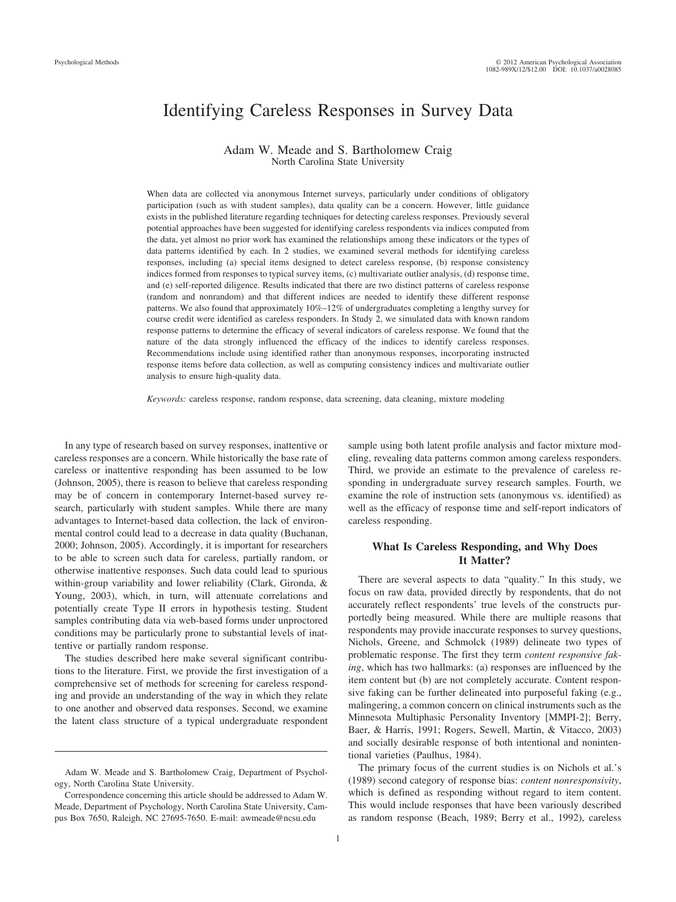# Identifying Careless Responses in Survey Data

Adam W. Meade and S. Bartholomew Craig
North Carolina State University

When data are collected via anonymous Internet surveys, particularly under conditions of obligatory participation (such as with student samples), data quality can be a concern. However, little guidance exists in the published literature regarding techniques for detecting careless responses. Previously several potential approaches have been suggested for identifying careless respondents via indices computed from the data, yet almost no prior work has examined the relationships among these indicators or the types of data patterns identified by each. In 2 studies, we examined several methods for identifying careless responses, including (a) special items designed to detect careless response, (b) response consistency indices formed from responses to typical survey items, (c) multivariate outlier analysis, (d) response time, and (e) self-reported diligence. Results indicated that there are two distinct patterns of careless response (random and nonrandom) and that different indices are needed to identify these different response patterns. We also found that approximately 10%–12% of undergraduates completing a lengthy survey for course credit were identified as careless responders. In Study 2, we simulated data with known random response patterns to determine the efficacy of several indicators of careless response. We found that the nature of the data strongly influenced the efficacy of the indices to identify careless responses. Recommendations include using identified rather than anonymous responses, incorporating instructed response items before data collection, as well as computing consistency indices and multivariate outlier analysis to ensure high-quality data.

*Keywords:* careless response, random response, data screening, data cleaning, mixture modeling

In any type of research based on survey responses, inattentive or careless responses are a concern. While historically the base rate of careless or inattentive responding has been assumed to be low (Johnson, 2005), there is reason to believe that careless responding may be of concern in contemporary Internet-based survey research, particularly with student samples. While there are many advantages to Internet-based data collection, the lack of environmental control could lead to a decrease in data quality (Buchanan, 2000; Johnson, 2005). Accordingly, it is important for researchers to be able to screen such data for careless, partially random, or otherwise inattentive responses. Such data could lead to spurious within-group variability and lower reliability (Clark, Gironda, & Young, 2003), which, in turn, will attenuate correlations and potentially create Type II errors in hypothesis testing. Student samples contributing data via web-based forms under unproctored conditions may be particularly prone to substantial levels of inattentive or partially random response.

The studies described here make several significant contributions to the literature. First, we provide the first investigation of a comprehensive set of methods for screening for careless responding and provide an understanding of the way in which they relate to one another and observed data responses. Second, we examine the latent class structure of a typical undergraduate respondent sample using both latent profile analysis and factor mixture modeling, revealing data patterns common among careless responders. Third, we provide an estimate to the prevalence of careless responding in undergraduate survey research samples. Fourth, we examine the role of instruction sets (anonymous vs. identified) as well as the efficacy of response time and self-report indicators of careless responding.

## What Is Careless Responding, and Why Does It Matter?

There are several aspects to data "quality." In this study, we focus on raw data, provided directly by respondents, that do not accurately reflect respondents' true levels of the constructs purportedly being measured. While there are multiple reasons that respondents may provide inaccurate responses to survey questions, Nichols, Greene, and Schmolck (1989) delineate two types of problematic response. The first they term *content responsive faking*, which has two hallmarks: (a) responses are influenced by the item content but (b) are not completely accurate. Content responsive faking can be further delineated into purposeful faking (e.g., malingering, a common concern on clinical instruments such as the Minnesota Multiphasic Personality Inventory [MMPI-2]; Berry, Baer, & Harris, 1991; Rogers, Sewell, Martin, & Vitacco, 2003) and socially desirable response of both intentional and nonintentional varieties (Paulhus, 1984).

The primary focus of the current studies is on Nichols et al.'s (1989) second category of response bias: *content nonresponsivity*, which is defined as responding without regard to item content. This would include responses that have been variously described as random response (Beach, 1989; Berry et al., 1992), careless

Adam W. Meade and S. Bartholomew Craig, Department of Psychology, North Carolina State University.

Correspondence concerning this article should be addressed to Adam W. Meade, Department of Psychology, North Carolina State University, Campus Box 7650, Raleigh, NC 27695-7650. E-mail: awmeade@ncsu.edu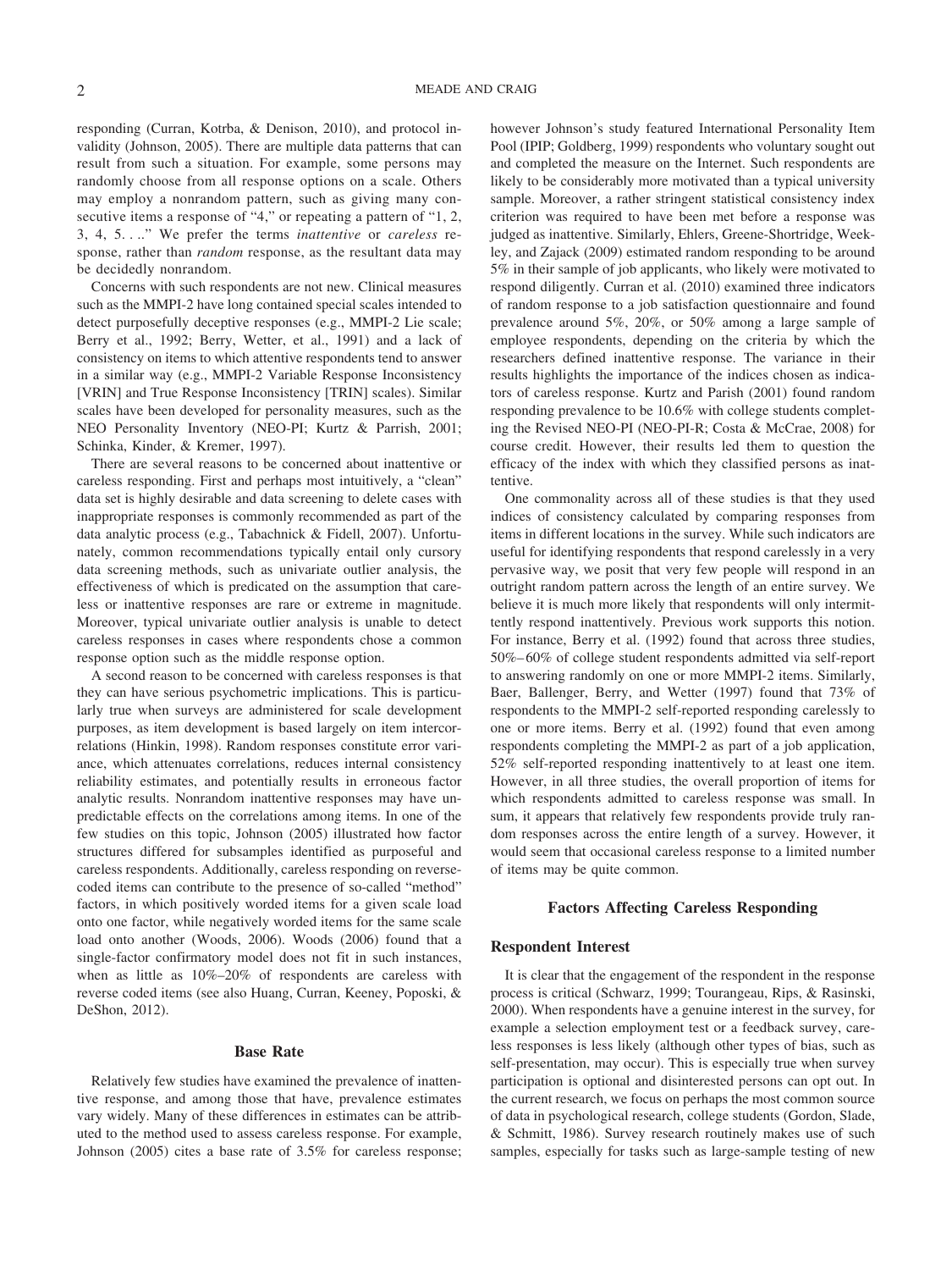responding (Curran, Kotrba, & Denison, 2010), and protocol invalidity (Johnson, 2005). There are multiple data patterns that can result from such a situation. For example, some persons may randomly choose from all response options on a scale. Others may employ a nonrandom pattern, such as giving many consecutive items a response of "4," or repeating a pattern of "1, 2, 3, 4, 5. . .." We prefer the terms *inattentive* or *careless* response, rather than *random* response, as the resultant data may be decidedly nonrandom.

Concerns with such respondents are not new. Clinical measures such as the MMPI-2 have long contained special scales intended to detect purposefully deceptive responses (e.g., MMPI-2 Lie scale; Berry et al., 1992; Berry, Wetter, et al., 1991) and a lack of consistency on items to which attentive respondents tend to answer in a similar way (e.g., MMPI-2 Variable Response Inconsistency [VRIN] and True Response Inconsistency [TRIN] scales). Similar scales have been developed for personality measures, such as the NEO Personality Inventory (NEO-PI; Kurtz & Parrish, 2001; Schinka, Kinder, & Kremer, 1997).

There are several reasons to be concerned about inattentive or careless responding. First and perhaps most intuitively, a "clean" data set is highly desirable and data screening to delete cases with inappropriate responses is commonly recommended as part of the data analytic process (e.g., Tabachnick & Fidell, 2007). Unfortunately, common recommendations typically entail only cursory data screening methods, such as univariate outlier analysis, the effectiveness of which is predicated on the assumption that careless or inattentive responses are rare or extreme in magnitude. Moreover, typical univariate outlier analysis is unable to detect careless responses in cases where respondents chose a common response option such as the middle response option.

A second reason to be concerned with careless responses is that they can have serious psychometric implications. This is particularly true when surveys are administered for scale development purposes, as item development is based largely on item intercorrelations (Hinkin, 1998). Random responses constitute error variance, which attenuates correlations, reduces internal consistency reliability estimates, and potentially results in erroneous factor analytic results. Nonrandom inattentive responses may have unpredictable effects on the correlations among items. In one of the few studies on this topic, Johnson (2005) illustrated how factor structures differed for subsamples identified as purposeful and careless respondents. Additionally, careless responding on reverse-coded items can contribute to the presence of so-called "method" factors, in which positively worded items for a given scale load onto one factor, while negatively worded items for the same scale load onto another (Woods, 2006). Woods (2006) found that a single-factor confirmatory model does not fit in such instances, when as little as 10%–20% of respondents are careless with reverse coded items (see also Huang, Curran, Keeney, Poposki, & DeShon, 2012).

## Base Rate

Relatively few studies have examined the prevalence of inattentive response, and among those that have, prevalence estimates vary widely. Many of these differences in estimates can be attributed to the method used to assess careless response. For example, Johnson (2005) cites a base rate of 3.5% for careless response; however Johnson's study featured International Personality Item Pool (IPIP; Goldberg, 1999) respondents who voluntary sought out and completed the measure on the Internet. Such respondents are likely to be considerably more motivated than a typical university sample. Moreover, a rather stringent statistical consistency index criterion was required to have been met before a response was judged as inattentive. Similarly, Ehlers, Greene-Shortridge, Weekley, and Zajack (2009) estimated random responding to be around 5% in their sample of job applicants, who likely were motivated to respond diligently. Curran et al. (2010) examined three indicators of random response to a job satisfaction questionnaire and found prevalence around 5%, 20%, or 50% among a large sample of employee respondents, depending on the criteria by which the researchers defined inattentive response. The variance in their results highlights the importance of the indices chosen as indicators of careless response. Kurtz and Parish (2001) found random responding prevalence to be 10.6% with college students completing the Revised NEO-PI (NEO-PI-R; Costa & McCrae, 2008) for course credit. However, their results led them to question the efficacy of the index with which they classified persons as inattentive.

One commonality across all of these studies is that they used indices of consistency calculated by comparing responses from items in different locations in the survey. While such indicators are useful for identifying respondents that respond carelessly in a very pervasive way, we posit that very few people will respond in an outright random pattern across the length of an entire survey. We believe it is much more likely that respondents will only intermittently respond inattentively. Previous work supports this notion. For instance, Berry et al. (1992) found that across three studies, 50%–60% of college student respondents admitted via self-report to answering randomly on one or more MMPI-2 items. Similarly, Baer, Ballenger, Berry, and Wetter (1997) found that 73% of respondents to the MMPI-2 self-reported responding carelessly to one or more items. Berry et al. (1992) found that even among respondents completing the MMPI-2 as part of a job application, 52% self-reported responding inattentively to at least one item. However, in all three studies, the overall proportion of items for which respondents admitted to careless response was small. In sum, it appears that relatively few respondents provide truly random responses across the entire length of a survey. However, it would seem that occasional careless response to a limited number of items may be quite common.

## Factors Affecting Careless Responding

### Respondent Interest

It is clear that the engagement of the respondent in the response process is critical (Schwarz, 1999; Tourangeau, Rips, & Rasinski, 2000). When respondents have a genuine interest in the survey, for example a selection employment test or a feedback survey, careless responses is less likely (although other types of bias, such as self-presentation, may occur). This is especially true when survey participation is optional and disinterested persons can opt out. In the current research, we focus on perhaps the most common source of data in psychological research, college students (Gordon, Slade, & Schmitt, 1986). Survey research routinely makes use of such samples, especially for tasks such as large-sample testing of new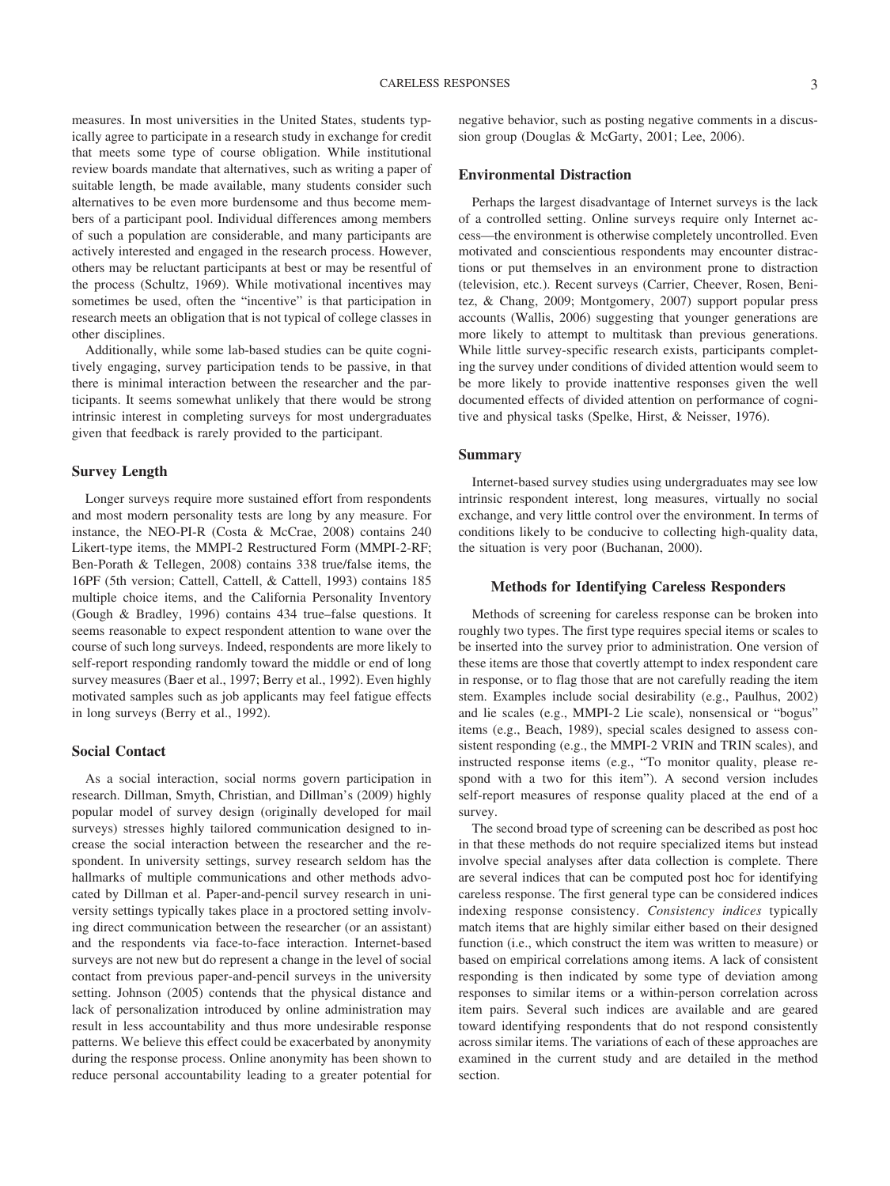measures. In most universities in the United States, students typically agree to participate in a research study in exchange for credit that meets some type of course obligation. While institutional review boards mandate that alternatives, such as writing a paper of suitable length, be made available, many students consider such alternatives to be even more burdensome and thus become members of a participant pool. Individual differences among members of such a population are considerable, and many participants are actively interested and engaged in the research process. However, others may be reluctant participants at best or may be resentful of the process (Schultz, 1969). While motivational incentives may sometimes be used, often the "incentive" is that participation in research meets an obligation that is not typical of college classes in other disciplines.

Additionally, while some lab-based studies can be quite cognitively engaging, survey participation tends to be passive, in that there is minimal interaction between the researcher and the participants. It seems somewhat unlikely that there would be strong intrinsic interest in completing surveys for most undergraduates given that feedback is rarely provided to the participant.

### Survey Length

Longer surveys require more sustained effort from respondents and most modern personality tests are long by any measure. For instance, the NEO-PI-R (Costa & McCrae, 2008) contains 240 Likert-type items, the MMPI-2 Restructured Form (MMPI-2-RF; Ben-Porath & Tellegen, 2008) contains 338 true/false items, the 16PF (5th version; Cattell, Cattell, & Cattell, 1993) contains 185 multiple choice items, and the California Personality Inventory (Gough & Bradley, 1996) contains 434 true–false questions. It seems reasonable to expect respondent attention to wane over the course of such long surveys. Indeed, respondents are more likely to self-report responding randomly toward the middle or end of long survey measures (Baer et al., 1997; Berry et al., 1992). Even highly motivated samples such as job applicants may feel fatigue effects in long surveys (Berry et al., 1992).

### Social Contact

As a social interaction, social norms govern participation in research. Dillman, Smyth, Christian, and Dillman's (2009) highly popular model of survey design (originally developed for mail surveys) stresses highly tailored communication designed to increase the social interaction between the researcher and the respondent. In university settings, survey research seldom has the hallmarks of multiple communications and other methods advocated by Dillman et al. Paper-and-pencil survey research in university settings typically takes place in a proctored setting involving direct communication between the researcher (or an assistant) and the respondents via face-to-face interaction. Internet-based surveys are not new but do represent a change in the level of social contact from previous paper-and-pencil surveys in the university setting. Johnson (2005) contends that the physical distance and lack of personalization introduced by online administration may result in less accountability and thus more undesirable response patterns. We believe this effect could be exacerbated by anonymity during the response process. Online anonymity has been shown to reduce personal accountability leading to a greater potential for negative behavior, such as posting negative comments in a discussion group (Douglas & McGarty, 2001; Lee, 2006).

### Environmental Distraction

Perhaps the largest disadvantage of Internet surveys is the lack of a controlled setting. Online surveys require only Internet access—the environment is otherwise completely uncontrolled. Even motivated and conscientious respondents may encounter distractions or put themselves in an environment prone to distraction (television, etc.). Recent surveys (Carrier, Cheever, Rosen, Benitez, & Chang, 2009; Montgomery, 2007) support popular press accounts (Wallis, 2006) suggesting that younger generations are more likely to attempt to multitask than previous generations. While little survey-specific research exists, participants completing the survey under conditions of divided attention would seem to be more likely to provide inattentive responses given the well documented effects of divided attention on performance of cognitive and physical tasks (Spelke, Hirst, & Neisser, 1976).

### Summary

Internet-based survey studies using undergraduates may see low intrinsic respondent interest, long measures, virtually no social exchange, and very little control over the environment. In terms of conditions likely to be conducive to collecting high-quality data, the situation is very poor (Buchanan, 2000).

## Methods for Identifying Careless Responders

Methods of screening for careless response can be broken into roughly two types. The first type requires special items or scales to be inserted into the survey prior to administration. One version of these items are those that covertly attempt to index respondent care in response, or to flag those that are not carefully reading the item stem. Examples include social desirability (e.g., Paulhus, 2002) and lie scales (e.g., MMPI-2 Lie scale), nonsensical or "bogus" items (e.g., Beach, 1989), special scales designed to assess consistent responding (e.g., the MMPI-2 VRIN and TRIN scales), and instructed response items (e.g., "To monitor quality, please respond with a two for this item"). A second version includes self-report measures of response quality placed at the end of a survey.

The second broad type of screening can be described as post hoc in that these methods do not require specialized items but instead involve special analyses after data collection is complete. There are several indices that can be computed post hoc for identifying careless response. The first general type can be considered indices indexing response consistency. *Consistency indices* typically match items that are highly similar either based on their designed function (i.e., which construct the item was written to measure) or based on empirical correlations among items. A lack of consistent responding is then indicated by some type of deviation among responses to similar items or a within-person correlation across item pairs. Several such indices are available and are geared toward identifying respondents that do not respond consistently across similar items. The variations of each of these approaches are examined in the current study and are detailed in the method section.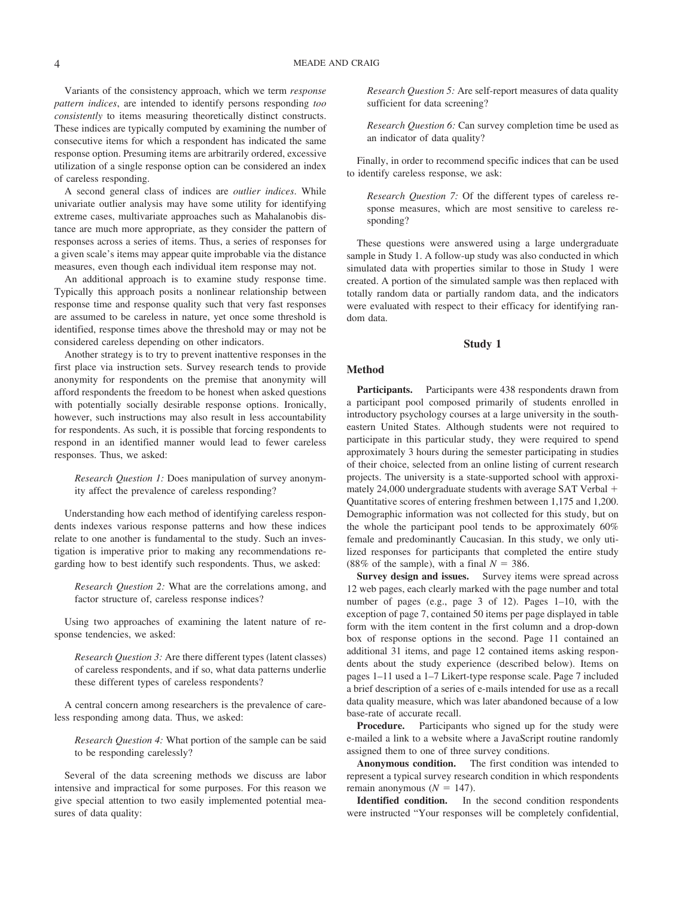Variants of the consistency approach, which we term *response pattern indices*, are intended to identify persons responding *too consistently* to items measuring theoretically distinct constructs. These indices are typically computed by examining the number of consecutive items for which a respondent has indicated the same response option. Presuming items are arbitrarily ordered, excessive utilization of a single response option can be considered an index of careless responding.

A second general class of indices are *outlier indices*. While univariate outlier analysis may have some utility for identifying extreme cases, multivariate approaches such as Mahalanobis distance are much more appropriate, as they consider the pattern of responses across a series of items. Thus, a series of responses for a given scale's items may appear quite improbable via the distance measures, even though each individual item response may not.

An additional approach is to examine study response time. Typically this approach posits a nonlinear relationship between response time and response quality such that very fast responses are assumed to be careless in nature, yet once some threshold is identified, response times above the threshold may or may not be considered careless depending on other indicators.

Another strategy is to try to prevent inattentive responses in the first place via instruction sets. Survey research tends to provide anonymity for respondents on the premise that anonymity will afford respondents the freedom to be honest when asked questions with potentially socially desirable response options. Ironically, however, such instructions may also result in less accountability for respondents. As such, it is possible that forcing respondents to respond in an identified manner would lead to fewer careless responses. Thus, we asked:

> *Research Question 1:* Does manipulation of survey anonymity affect the prevalence of careless responding?

Understanding how each method of identifying careless respondents indexes various response patterns and how these indices relate to one another is fundamental to the study. Such an investigation is imperative prior to making any recommendations regarding how to best identify such respondents. Thus, we asked:

> *Research Question 2:* What are the correlations among, and factor structure of, careless response indices?

Using two approaches of examining the latent nature of response tendencies, we asked:

> *Research Question 3:* Are there different types (latent classes) of careless respondents, and if so, what data patterns underlie these different types of careless respondents?

A central concern among researchers is the prevalence of careless responding among data. Thus, we asked:

> *Research Question 4:* What portion of the sample can be said to be responding carelessly?

Several of the data screening methods we discuss are labor intensive and impractical for some purposes. For this reason we give special attention to two easily implemented potential measures of data quality:

> *Research Question 5:* Are self-report measures of data quality sufficient for data screening?

> *Research Question 6:* Can survey completion time be used as an indicator of data quality?

Finally, in order to recommend specific indices that can be used to identify careless response, we ask:

> *Research Question 7:* Of the different types of careless response measures, which are most sensitive to careless responding?

These questions were answered using a large undergraduate sample in Study 1. A follow-up study was also conducted in which simulated data with properties similar to those in Study 1 were created. A portion of the simulated sample was then replaced with totally random data or partially random data, and the indicators were evaluated with respect to their efficacy for identifying random data.

## Study 1

### Method

**Participants.** Participants were 438 respondents drawn from a participant pool composed primarily of students enrolled in introductory psychology courses at a large university in the southeastern United States. Although students were not required to participate in this particular study, they were required to spend approximately 3 hours during the semester participating in studies of their choice, selected from an online listing of current research projects. The university is a state-supported school with approximately 24,000 undergraduate students with average SAT Verbal + Quantitative scores of entering freshmen between 1,175 and 1,200. Demographic information was not collected for this study, but on the whole the participant pool tends to be approximately 60% female and predominantly Caucasian. In this study, we only utilized responses for participants that completed the entire study (88% of the sample), with a final $N = 386$.

**Survey design and issues.** Survey items were spread across 12 web pages, each clearly marked with the page number and total number of pages (e.g., page 3 of 12). Pages 1–10, with the exception of page 7, contained 50 items per page displayed in table form with the item content in the first column and a drop-down box of response options in the second. Page 11 contained an additional 31 items, and page 12 contained items asking respondents about the study experience (described below). Items on pages 1–11 used a 1–7 Likert-type response scale. Page 7 included a brief description of a series of e-mails intended for use as a recall data quality measure, which was later abandoned because of a low base-rate of accurate recall.

**Procedure.** Participants who signed up for the study were e-mailed a link to a website where a JavaScript routine randomly assigned them to one of three survey conditions.

**Anonymous condition.** The first condition was intended to represent a typical survey research condition in which respondents remain anonymous ($N = 147$).

**Identified condition.** In the second condition respondents were instructed "Your responses will be completely confidential,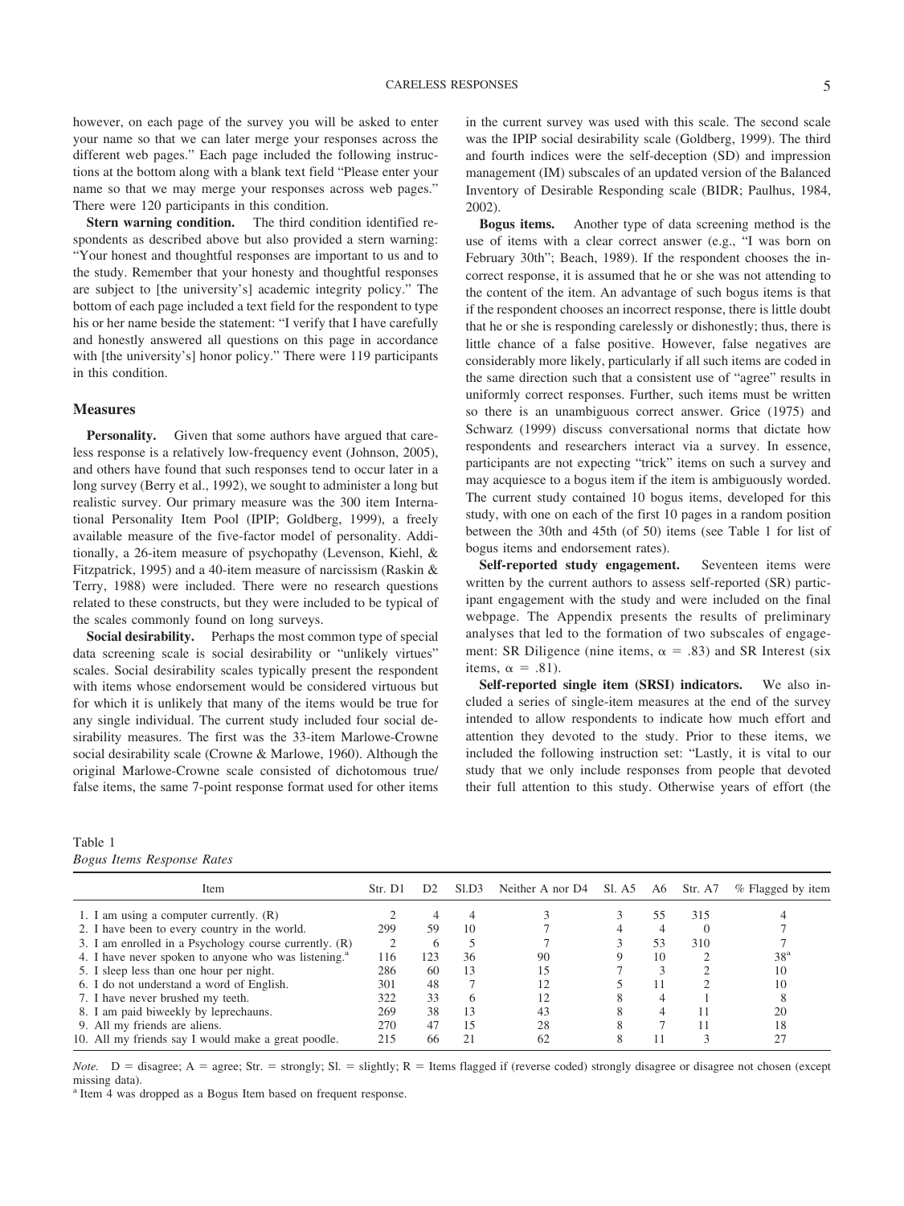however, on each page of the survey you will be asked to enter your name so that we can later merge your responses across the different web pages." Each page included the following instructions at the bottom along with a blank text field "Please enter your name so that we may merge your responses across web pages." There were 120 participants in this condition.

**Stern warning condition.** The third condition identified respondents as described above but also provided a stern warning: "Your honest and thoughtful responses are important to us and to the study. Remember that your honesty and thoughtful responses are subject to [the university's] academic integrity policy." The bottom of each page included a text field for the respondent to type his or her name beside the statement: "I verify that I have carefully and honestly answered all questions on this page in accordance with [the university's] honor policy." There were 119 participants in this condition.

## Measures

**Personality.** Given that some authors have argued that careless response is a relatively low-frequency event (Johnson, 2005), and others have found that such responses tend to occur later in a long survey (Berry et al., 1992), we sought to administer a long but realistic survey. Our primary measure was the 300 item International Personality Item Pool (IPIP; Goldberg, 1999), a freely available measure of the five-factor model of personality. Additionally, a 26-item measure of psychopathy (Levenson, Kiehl, & Fitzpatrick, 1995) and a 40-item measure of narcissism (Raskin & Terry, 1988) were included. There were no research questions related to these constructs, but they were included to be typical of the scales commonly found on long surveys.

**Social desirability.** Perhaps the most common type of special data screening scale is social desirability or "unlikely virtues" scales. Social desirability scales typically present the respondent with items whose endorsement would be considered virtuous but for which it is unlikely that many of the items would be true for any single individual. The current study included four social desirability measures. The first was the 33-item Marlowe-Crowne social desirability scale (Crowne & Marlowe, 1960). Although the original Marlowe-Crowne scale consisted of dichotomous true/false items, the same 7-point response format used for other items in the current survey was used with this scale. The second scale was the IPIP social desirability scale (Goldberg, 1999). The third and fourth indices were the self-deception (SD) and impression management (IM) subscales of an updated version of the Balanced Inventory of Desirable Responding scale (BIDR; Paulhus, 1984, 2002).

**Bogus items.** Another type of data screening method is the use of items with a clear correct answer (e.g., "I was born on February 30th"; Beach, 1989). If the respondent chooses the incorrect response, it is assumed that he or she was not attending to the content of the item. An advantage of such bogus items is that if the respondent chooses an incorrect response, there is little doubt that he or she is responding carelessly or dishonestly; thus, there is little chance of a false positive. However, false negatives are considerably more likely, particularly if all such items are coded in the same direction such that a consistent use of "agree" results in uniformly correct responses. Further, such items must be written so there is an unambiguous correct answer. Grice (1975) and Schwarz (1999) discuss conversational norms that dictate how respondents and researchers interact via a survey. In essence, participants are not expecting "trick" items on such a survey and may acquiesce to a bogus item if the item is ambiguously worded. The current study contained 10 bogus items, developed for this study, with one on each of the first 10 pages in a random position between the 30th and 45th (of 50) items (see Table 1 for list of bogus items and endorsement rates).

**Self-reported study engagement.** Seventeen items were written by the current authors to assess self-reported (SR) participant engagement with the study and were included on the final webpage. The Appendix presents the results of preliminary analyses that led to the formation of two subscales of engagement: SR Diligence (nine items, $\alpha = .83$) and SR Interest (six items, $\alpha = .81$).

**Self-reported single item (SRSI) indicators.** We also included a series of single-item measures at the end of the survey intended to allow respondents to indicate how much effort and attention they devoted to the study. Prior to these items, we included the following instruction set: "Lastly, it is vital to our study that we only include responses from people that devoted their full attention to this study. Otherwise years of effort (the

Table 1
*Bogus Items Response Rates*

| Item | Str. D1 | D2 | Sl.D3 | Neither A nor D4 | Sl. A5 | A6 | Str. A7 | % Flagged by item |
|---|---|---|---|---|---|---|---|---|
| 1. I am using a computer currently. (R) | 2 | 4 | 4 | 3 | 3 | 55 | 315 | 4 |
| 2. I have been to every country in the world. | 299 | 59 | 10 | 7 | 4 | 4 | 0 | 7 |
| 3. I am enrolled in a Psychology course currently. (R) | 2 | 6 | 5 | 7 | 3 | 53 | 310 | 7 |
| 4. I have never spoken to anyone who was listening.[a] | 116 | 123 | 36 | 90 | 9 | 10 | 2 | 38[a] |
| 5. I sleep less than one hour per night. | 286 | 60 | 13 | 15 | 7 | 3 | 2 | 10 |
| 6. I do not understand a word of English. | 301 | 48 | 7 | 12 | 5 | 11 | 2 | 10 |
| 7. I have never brushed my teeth. | 322 | 33 | 6 | 12 | 8 | 4 | 1 | 8 |
| 8. I am paid biweekly by leprechauns. | 269 | 38 | 13 | 43 | 8 | 4 | 11 | 20 |
| 9. All my friends are aliens. | 270 | 47 | 15 | 28 | 8 | 7 | 11 | 18 |
| 10. All my friends say I would make a great poodle. | 215 | 66 | 21 | 62 | 8 | 11 | 3 | 27 |

*Note.* D = disagree; A = agree; Str. = strongly; Sl. = slightly; R = Items flagged if (reverse coded) strongly disagree or disagree not chosen (except missing data).
[a] Item 4 was dropped as a Bogus Item based on frequent response.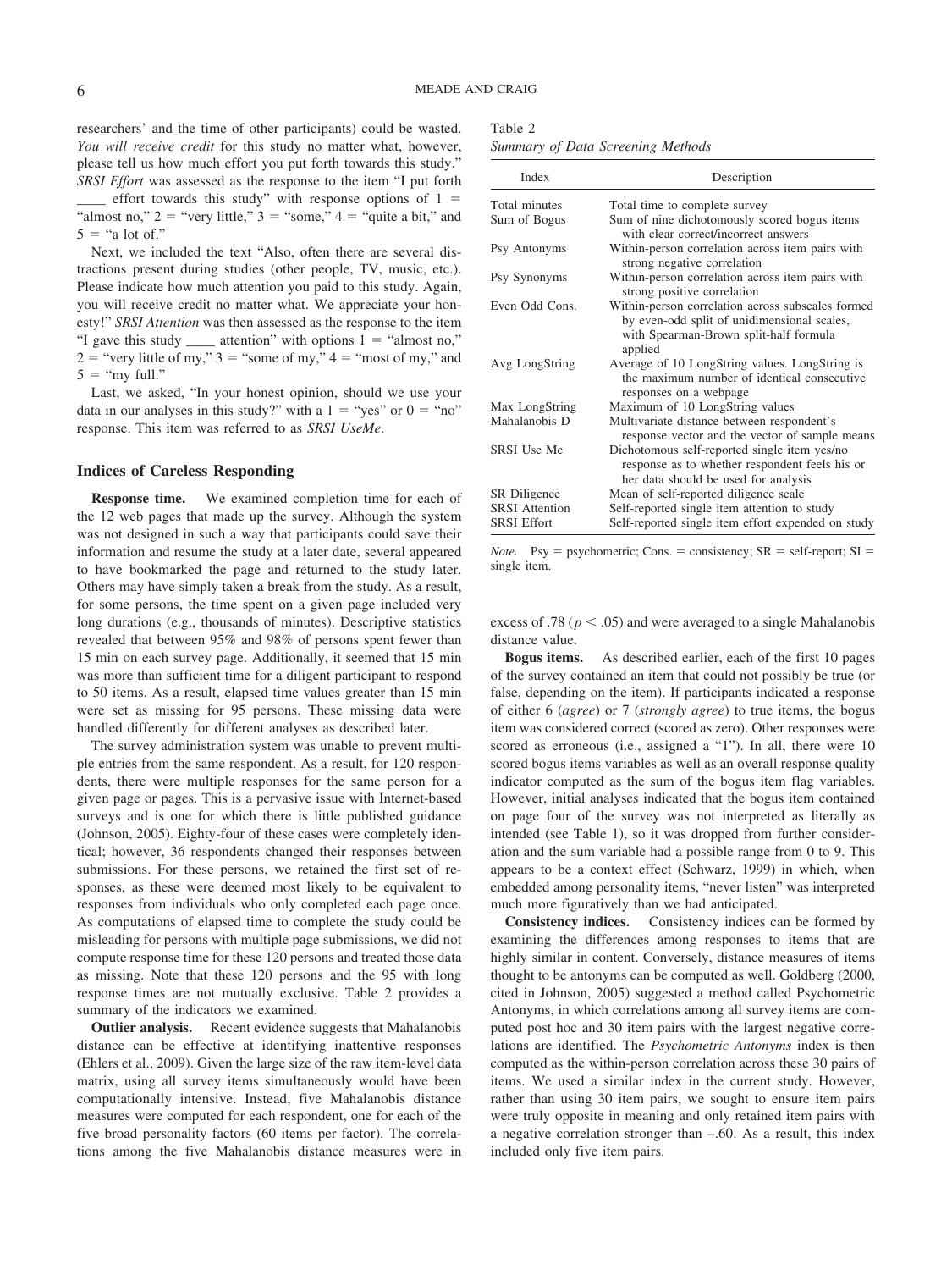researchers' and the time of other participants) could be wasted. *You will receive credit* for this study no matter what, however, please tell us how much effort you put forth towards this study." *SRSI Effort* was assessed as the response to the item "I put forth ____ effort towards this study" with response options of 1 = "almost no," 2 = "very little," 3 = "some," 4 = "quite a bit," and 5 = "a lot of."

Next, we included the text "Also, often there are several distractions present during studies (other people, TV, music, etc.). Please indicate how much attention you paid to this study. Again, you will receive credit no matter what. We appreciate your honesty!" *SRSI Attention* was then assessed as the response to the item "I gave this study ____ attention" with options 1 = "almost no," 2 = "very little of my," 3 = "some of my," 4 = "most of my," and 5 = "my full."

Last, we asked, "In your honest opinion, should we use your data in our analyses in this study?" with a 1 = "yes" or 0 = "no" response. This item was referred to as *SRSI UseMe*.

### Indices of Careless Responding

**Response time.** We examined completion time for each of the 12 web pages that made up the survey. Although the system was not designed in such a way that participants could save their information and resume the study at a later date, several appeared to have bookmarked the page and returned to the study later. Others may have simply taken a break from the study. As a result, for some persons, the time spent on a given page included very long durations (e.g., thousands of minutes). Descriptive statistics revealed that between 95% and 98% of persons spent fewer than 15 min on each survey page. Additionally, it seemed that 15 min was more than sufficient time for a diligent participant to respond to 50 items. As a result, elapsed time values greater than 15 min were set as missing for 95 persons. These missing data were handled differently for different analyses as described later.

The survey administration system was unable to prevent multiple entries from the same respondent. As a result, for 120 respondents, there were multiple responses for the same person for a given page or pages. This is a pervasive issue with Internet-based surveys and is one for which there is little published guidance (Johnson, 2005). Eighty-four of these cases were completely identical; however, 36 respondents changed their responses between submissions. For these persons, we retained the first set of responses, as these were deemed most likely to be equivalent to responses from individuals who only completed each page once. As computations of elapsed time to complete the study could be misleading for persons with multiple page submissions, we did not compute response time for these 120 persons and treated those data as missing. Note that these 120 persons and the 95 with long response times are not mutually exclusive. Table 2 provides a summary of the indicators we examined.

**Outlier analysis.** Recent evidence suggests that Mahalanobis distance can be effective at identifying inattentive responses (Ehlers et al., 2009). Given the large size of the raw item-level data matrix, using all survey items simultaneously would have been computationally intensive. Instead, five Mahalanobis distance measures were computed for each respondent, one for each of the five broad personality factors (60 items per factor). The correlations among the five Mahalanobis distance measures were in excess of .78 ($p < .05$) and were averaged to a single Mahalanobis distance value.

Table 2
*Summary of Data Screening Methods*

| Index | Description |
|---|---|
| Total minutes | Total time to complete survey |
| Sum of Bogus | Sum of nine dichotomously scored bogus items with clear correct/incorrect answers |
| Psy Antonyms | Within-person correlation across item pairs with strong negative correlation |
| Psy Synonyms | Within-person correlation across item pairs with strong positive correlation |
| Even Odd Cons. | Within-person correlation across subscales formed by even-odd split of unidimensional scales, with Spearman-Brown split-half formula applied |
| Avg LongString | Average of 10 LongString values. LongString is the maximum number of identical consecutive responses on a webpage |
| Max LongString | Maximum of 10 LongString values |
| Mahalanobis D | Multivariate distance between respondent's response vector and the vector of sample means |
| SRSI Use Me | Dichotomous self-reported single item yes/no response as to whether respondent feels his or her data should be used for analysis |
| SR Diligence | Mean of self-reported diligence scale |
| SRSI Attention | Self-reported single item attention to study |
| SRSI Effort | Self-reported single item effort expended on study |

*Note.* Psy = psychometric; Cons. = consistency; SR = self-report; SI = single item.

**Bogus items.** As described earlier, each of the first 10 pages of the survey contained an item that could not possibly be true (or false, depending on the item). If participants indicated a response of either 6 (*agree*) or 7 (*strongly agree*) to true items, the bogus item was considered correct (scored as zero). Other responses were scored as erroneous (i.e., assigned a "1"). In all, there were 10 scored bogus items variables as well as an overall response quality indicator computed as the sum of the bogus item flag variables. However, initial analyses indicated that the bogus item contained on page four of the survey was not interpreted as literally as intended (see Table 1), so it was dropped from further consideration and the sum variable had a possible range from 0 to 9. This appears to be a context effect (Schwarz, 1999) in which, when embedded among personality items, "never listen" was interpreted much more figuratively than we had anticipated.

**Consistency indices.** Consistency indices can be formed by examining the differences among responses to items that are highly similar in content. Conversely, distance measures of items thought to be antonyms can be computed as well. Goldberg (2000, cited in Johnson, 2005) suggested a method called Psychometric Antonyms, in which correlations among all survey items are computed post hoc and 30 item pairs with the largest negative correlations are identified. The *Psychometric Antonyms* index is then computed as the within-person correlation across these 30 pairs of items. We used a similar index in the current study. However, rather than using 30 item pairs, we sought to ensure item pairs were truly opposite in meaning and only retained item pairs with a negative correlation stronger than –.60. As a result, this index included only five item pairs.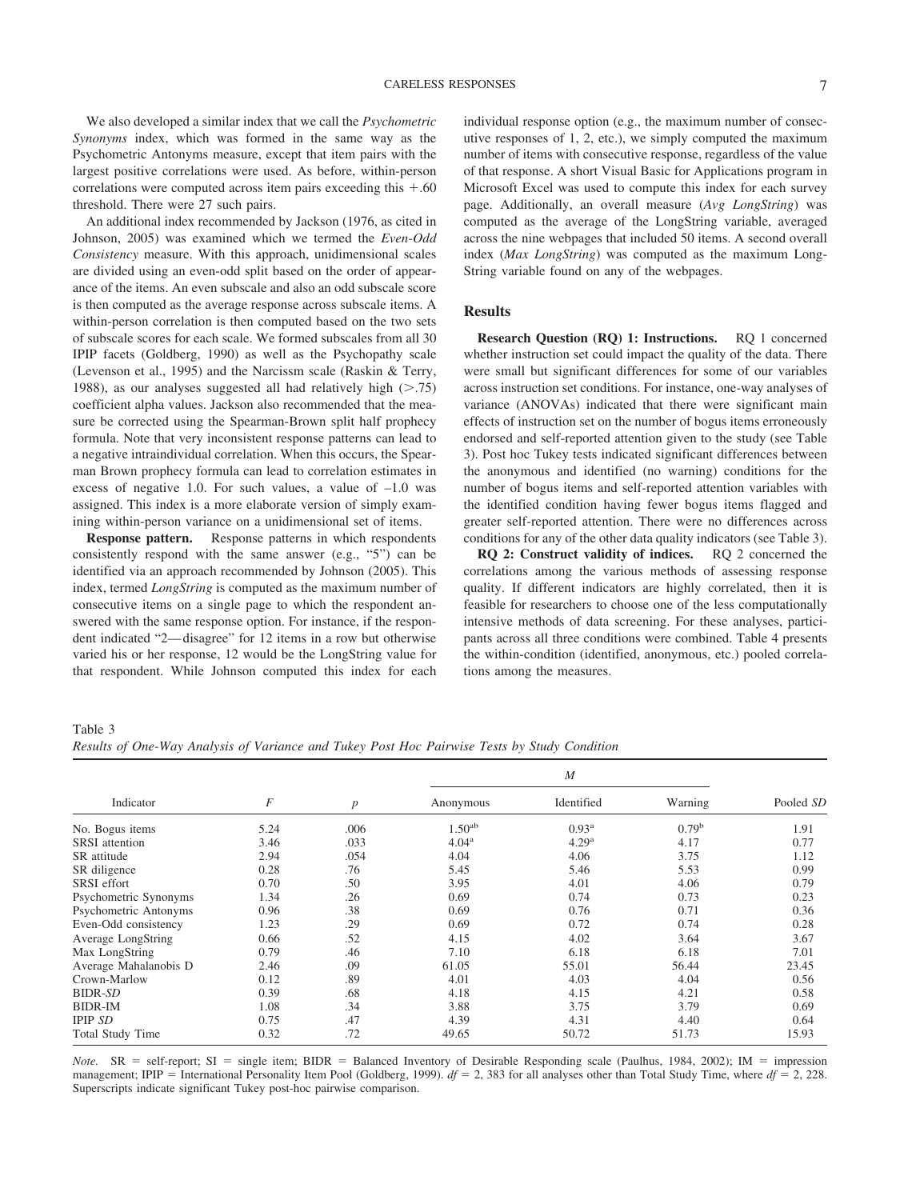We also developed a similar index that we call the *Psychometric Synonyms* index, which was formed in the same way as the Psychometric Antonyms measure, except that item pairs with the largest positive correlations were used. As before, within-person correlations were computed across item pairs exceeding this +.60 threshold. There were 27 such pairs.

An additional index recommended by Jackson (1976, as cited in Johnson, 2005) was examined which we termed the *Even-Odd Consistency* measure. With this approach, unidimensional scales are divided using an even-odd split based on the order of appearance of the items. An even subscale and also an odd subscale score is then computed as the average response across subscale items. A within-person correlation is then computed based on the two sets of subscale scores for each scale. We formed subscales from all 30 IPIP facets (Goldberg, 1990) as well as the Psychopathy scale (Levenson et al., 1995) and the Narcissm scale (Raskin & Terry, 1988), as our analyses suggested all had relatively high (>.75) coefficient alpha values. Jackson also recommended that the measure be corrected using the Spearman-Brown split half prophecy formula. Note that very inconsistent response patterns can lead to a negative intraindividual correlation. When this occurs, the Spearman Brown prophecy formula can lead to correlation estimates in excess of negative 1.0. For such values, a value of –1.0 was assigned. This index is a more elaborate version of simply examining within-person variance on a unidimensional set of items.

**Response pattern.** Response patterns in which respondents consistently respond with the same answer (e.g., "5") can be identified via an approach recommended by Johnson (2005). This index, termed *LongString* is computed as the maximum number of consecutive items on a single page to which the respondent answered with the same response option. For instance, if the respondent indicated "2—disagree" for 12 items in a row but otherwise varied his or her response, 12 would be the LongString value for that respondent. While Johnson computed this index for each individual response option (e.g., the maximum number of consecutive responses of 1, 2, etc.), we simply computed the maximum number of items with consecutive response, regardless of the value of that response. A short Visual Basic for Applications program in Microsoft Excel was used to compute this index for each survey page. Additionally, an overall measure (*Avg LongString*) was computed as the average of the LongString variable, averaged across the nine webpages that included 50 items. A second overall index (*Max LongString*) was computed as the maximum LongString variable found on any of the webpages.

## Results

**Research Question (RQ) 1: Instructions.** RQ 1 concerned whether instruction set could impact the quality of the data. There were small but significant differences for some of our variables across instruction set conditions. For instance, one-way analyses of variance (ANOVAs) indicated that there were significant main effects of instruction set on the number of bogus items erroneously endorsed and self-reported attention given to the study (see Table 3). Post hoc Tukey tests indicated significant differences between the anonymous and identified (no warning) conditions for the number of bogus items and self-reported attention variables with the identified condition having fewer bogus items flagged and greater self-reported attention. There were no differences across conditions for any of the other data quality indicators (see Table 3).

**RQ 2: Construct validity of indices.** RQ 2 concerned the correlations among the various methods of assessing response quality. If different indicators are highly correlated, then it is feasible for researchers to choose one of the less computationally intensive methods of data screening. For these analyses, participants across all three conditions were combined. Table 4 presents the within-condition (identified, anonymous, etc.) pooled correlations among the measures.

Table 3
*Results of One-Way Analysis of Variance and Tukey Post Hoc Pairwise Tests by Study Condition*

| Indicator | *F* | *p* | *M* | | | Pooled *SD* |
|---|---|---|---|---|---|---|
| | | | Anonymous | Identified | Warning | |
| No. Bogus items | 5.24 | .006 | 1.50[ab] | 0.93[a] | 0.79[b] | 1.91 |
| SRSI attention | 3.46 | .033 | 4.04[a] | 4.29[a] | 4.17 | 0.77 |
| SR attitude | 2.94 | .054 | 4.04 | 4.06 | 3.75 | 1.12 |
| SR diligence | 0.28 | .76 | 5.45 | 5.46 | 5.53 | 0.99 |
| SRSI effort | 0.70 | .50 | 3.95 | 4.01 | 4.06 | 0.79 |
| Psychometric Synonyms | 1.34 | .26 | 0.69 | 0.74 | 0.73 | 0.23 |
| Psychometric Antonyms | 0.96 | .38 | 0.69 | 0.76 | 0.71 | 0.36 |
| Even-Odd consistency | 1.23 | .29 | 0.69 | 0.72 | 0.74 | 0.28 |
| Average LongString | 0.66 | .52 | 4.15 | 4.02 | 3.64 | 3.67 |
| Max LongString | 0.79 | .46 | 7.10 | 6.18 | 6.18 | 7.01 |
| Average Mahalanobis D | 2.46 | .09 | 61.05 | 55.01 | 56.44 | 23.45 |
| Crown-Marlow | 0.12 | .89 | 4.01 | 4.03 | 4.04 | 0.56 |
| BIDR-*SD* | 0.39 | .68 | 4.18 | 4.15 | 4.21 | 0.58 |
| BIDR-IM | 1.08 | .34 | 3.88 | 3.75 | 3.79 | 0.69 |
| IPIP *SD* | 0.75 | .47 | 4.39 | 4.31 | 4.40 | 0.64 |
| Total Study Time | 0.32 | .72 | 49.65 | 50.72 | 51.73 | 15.93 |

*Note.* SR = self-report; SI = single item; BIDR = Balanced Inventory of Desirable Responding scale (Paulhus, 1984, 2002); IM = impression management; IPIP = International Personality Item Pool (Goldberg, 1999). $df = 2, 383$ for all analyses other than Total Study Time, where $df = 2, 228$. Superscripts indicate significant Tukey post-hoc pairwise comparison.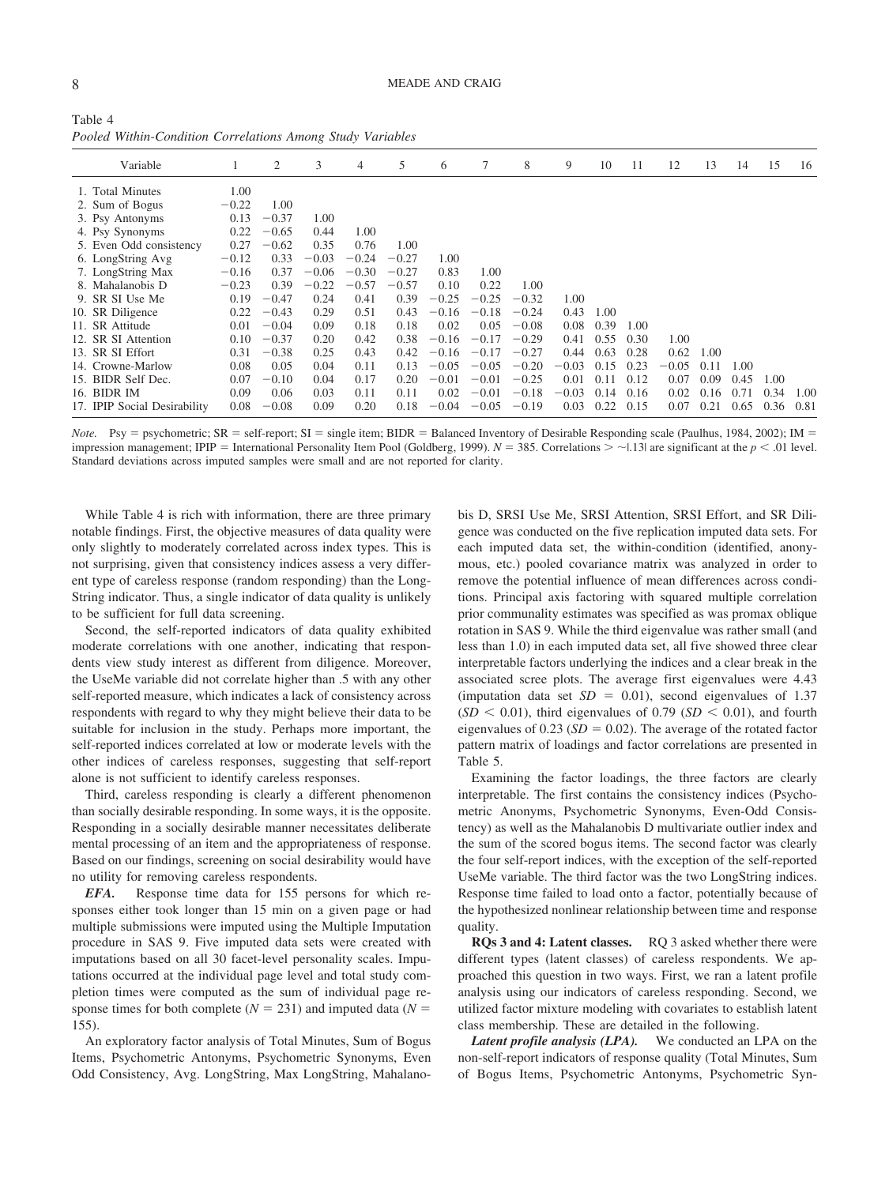Table 4
*Pooled Within-Condition Correlations Among Study Variables*

| Variable | 1 | 2 | 3 | 4 | 5 | 6 | 7 | 8 | 9 | 10 | 11 | 12 | 13 | 14 | 15 | 16 |
|---|---|---|---|---|---|---|---|---|---|---|---|---|---|---|---|---|
| 1. Total Minutes | 1.00 | | | | | | | | | | | | | | | |
| 2. Sum of Bogus | −0.22 | 1.00 | | | | | | | | | | | | | | |
| 3. Psy Antonyms | 0.13 | −0.37 | 1.00 | | | | | | | | | | | | | |
| 4. Psy Synonyms | 0.22 | −0.65 | 0.44 | 1.00 | | | | | | | | | | | | |
| 5. Even Odd consistency | 0.27 | −0.62 | 0.35 | 0.76 | 1.00 | | | | | | | | | | | |
| 6. LongString Avg | −0.12 | 0.33 | −0.03 | −0.24 | −0.27 | 1.00 | | | | | | | | | | |
| 7. LongString Max | −0.16 | 0.37 | −0.06 | −0.30 | −0.27 | 0.83 | 1.00 | | | | | | | | | |
| 8. Mahalanobis D | −0.23 | 0.39 | −0.22 | −0.57 | −0.57 | 0.10 | 0.22 | 1.00 | | | | | | | | |
| 9. SR SI Use Me | 0.19 | −0.47 | 0.24 | 0.41 | 0.39 | −0.25 | −0.25 | −0.32 | 1.00 | | | | | | | |
| 10. SR Diligence | 0.22 | −0.43 | 0.29 | 0.51 | 0.43 | −0.16 | −0.18 | −0.24 | 0.43 | 1.00 | | | | | | |
| 11. SR Attitude | 0.01 | −0.04 | 0.09 | 0.18 | 0.18 | 0.02 | 0.05 | −0.08 | 0.08 | 0.39 | 1.00 | | | | | |
| 12. SR SI Attention | 0.10 | −0.37 | 0.20 | 0.42 | 0.38 | −0.16 | −0.17 | −0.29 | 0.41 | 0.55 | 0.30 | 1.00 | | | | |
| 13. SR SI Effort | 0.31 | −0.38 | 0.25 | 0.43 | 0.42 | −0.16 | −0.17 | −0.27 | 0.44 | 0.63 | 0.28 | 0.62 | 1.00 | | | |
| 14. Crowne-Marlow | 0.08 | 0.05 | 0.04 | 0.11 | 0.13 | −0.05 | −0.05 | −0.20 | −0.03 | 0.15 | 0.23 | −0.05 | 0.11 | 1.00 | | |
| 15. BIDR Self Dec. | 0.07 | −0.10 | 0.04 | 0.17 | 0.20 | −0.01 | −0.01 | −0.25 | 0.01 | 0.11 | 0.12 | 0.07 | 0.09 | 0.45 | 1.00 | |
| 16. BIDR IM | 0.09 | 0.06 | 0.03 | 0.11 | 0.11 | 0.02 | −0.01 | −0.18 | −0.03 | 0.14 | 0.16 | 0.02 | 0.16 | 0.71 | 0.34 | 1.00 |
| 17. IPIP Social Desirability | 0.08 | −0.08 | 0.09 | 0.20 | 0.18 | −0.04 | −0.05 | −0.19 | 0.03 | 0.22 | 0.15 | 0.07 | 0.21 | 0.65 | 0.36 | 0.81 |

*Note.* Psy = psychometric; SR = self-report; SI = single item; BIDR = Balanced Inventory of Desirable Responding scale (Paulhus, 1984, 2002); IM = impression management; IPIP = International Personality Item Pool (Goldberg, 1999). $N = 385$. Correlations $> \sim|.13|$ are significant at the $p < .01$ level. Standard deviations across imputed samples were small and are not reported for clarity.

While Table 4 is rich with information, there are three primary notable findings. First, the objective measures of data quality were only slightly to moderately correlated across index types. This is not surprising, given that consistency indices assess a very different type of careless response (random responding) than the LongString indicator. Thus, a single indicator of data quality is unlikely to be sufficient for full data screening.

Second, the self-reported indicators of data quality exhibited moderate correlations with one another, indicating that respondents view study interest as different from diligence. Moreover, the UseMe variable did not correlate higher than .5 with any other self-reported measure, which indicates a lack of consistency across respondents with regard to why they might believe their data to be suitable for inclusion in the study. Perhaps more important, the self-reported indices correlated at low or moderate levels with the other indices of careless responses, suggesting that self-report alone is not sufficient to identify careless responses.

Third, careless responding is clearly a different phenomenon than socially desirable responding. In some ways, it is the opposite. Responding in a socially desirable manner necessitates deliberate mental processing of an item and the appropriateness of response. Based on our findings, screening on social desirability would have no utility for removing careless respondents.

***EFA.*** Response time data for 155 persons for which responses either took longer than 15 min on a given page or had multiple submissions were imputed using the Multiple Imputation procedure in SAS 9. Five imputed data sets were created with imputations based on all 30 facet-level personality scales. Imputations occurred at the individual page level and total study completion times were computed as the sum of individual page response times for both complete ($N = 231$) and imputed data ($N = 155$).

An exploratory factor analysis of Total Minutes, Sum of Bogus Items, Psychometric Antonyms, Psychometric Synonyms, Even Odd Consistency, Avg. LongString, Max LongString, Mahalanobis D, SRSI Use Me, SRSI Attention, SRSI Effort, and SR Diligence was conducted on the five replication imputed data sets. For each imputed data set, the within-condition (identified, anonymous, etc.) pooled covariance matrix was analyzed in order to remove the potential influence of mean differences across conditions. Principal axis factoring with squared multiple correlation prior communality estimates was specified as was promax oblique rotation in SAS 9. While the third eigenvalue was rather small (and less than 1.0) in each imputed data set, all five showed three clear interpretable factors underlying the indices and a clear break in the associated scree plots. The average first eigenvalues were 4.43 (imputation data set $SD = 0.01$), second eigenvalues of 1.37 ($SD < 0.01$), third eigenvalues of 0.79 ($SD < 0.01$), and fourth eigenvalues of 0.23 ($SD = 0.02$). The average of the rotated factor pattern matrix of loadings and factor correlations are presented in Table 5.

Examining the factor loadings, the three factors are clearly interpretable. The first contains the consistency indices (Psychometric Anonyms, Psychometric Synonyms, Even-Odd Consistency) as well as the Mahalanobis D multivariate outlier index and the sum of the scored bogus items. The second factor was clearly the four self-report indices, with the exception of the self-reported UseMe variable. The third factor was the two LongString indices. Response time failed to load onto a factor, potentially because of the hypothesized nonlinear relationship between time and response quality.

**RQs 3 and 4: Latent classes.** RQ 3 asked whether there were different types (latent classes) of careless respondents. We approached this question in two ways. First, we ran a latent profile analysis using our indicators of careless responding. Second, we utilized factor mixture modeling with covariates to establish latent class membership. These are detailed in the following.

***Latent profile analysis (LPA).*** We conducted an LPA on the non-self-report indicators of response quality (Total Minutes, Sum of Bogus Items, Psychometric Antonyms, Psychometric Syn-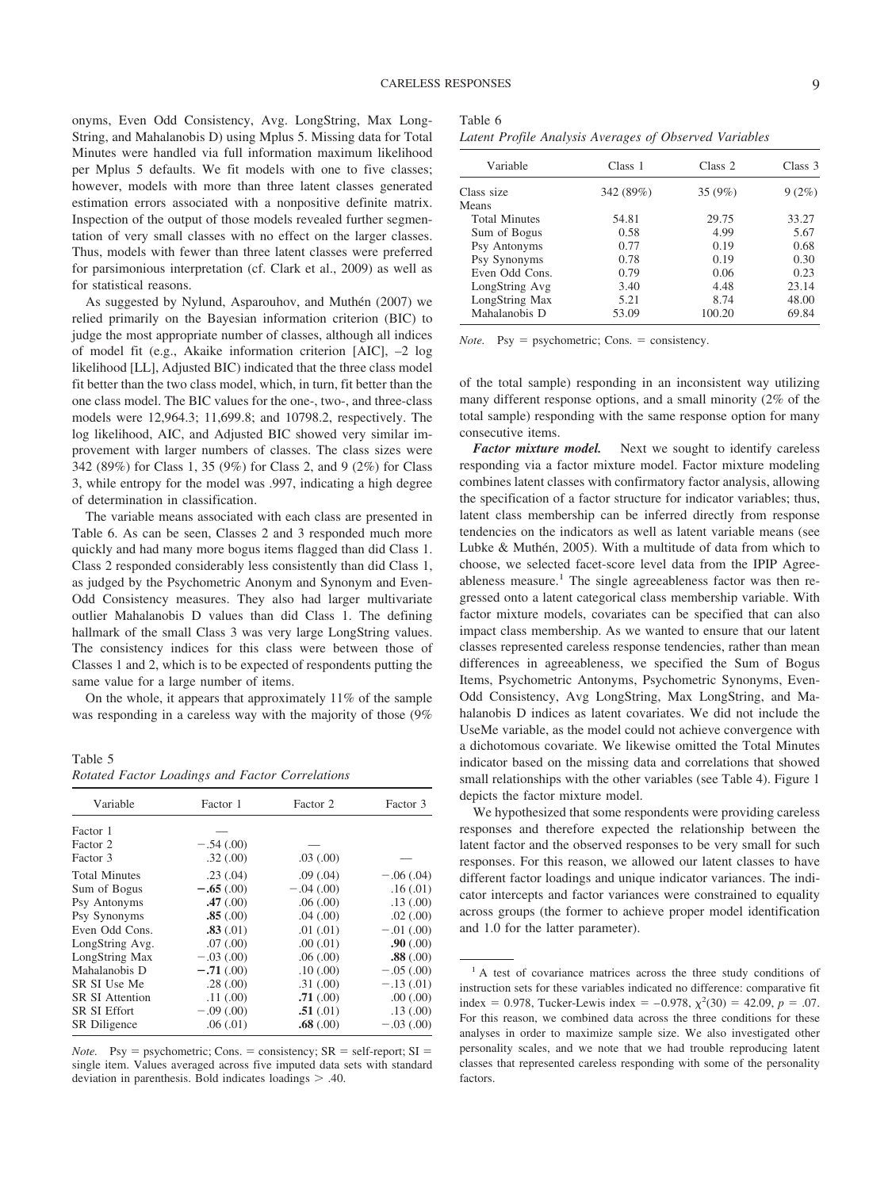onyms, Even Odd Consistency, Avg. LongString, Max LongString, and Mahalanobis D) using Mplus 5. Missing data for Total Minutes were handled via full information maximum likelihood per Mplus 5 defaults. We fit models with one to five classes; however, models with more than three latent classes generated estimation errors associated with a nonpositive definite matrix. Inspection of the output of those models revealed further segmentation of very small classes with no effect on the larger classes. Thus, models with fewer than three latent classes were preferred for parsimonious interpretation (cf. Clark et al., 2009) as well as for statistical reasons.

As suggested by Nylund, Asparouhov, and Muthén (2007) we relied primarily on the Bayesian information criterion (BIC) to judge the most appropriate number of classes, although all indices of model fit (e.g., Akaike information criterion [AIC], –2 log likelihood [LL], Adjusted BIC) indicated that the three class model fit better than the two class model, which, in turn, fit better than the one class model. The BIC values for the one-, two-, and three-class models were 12,964.3; 11,699.8; and 10798.2, respectively. The log likelihood, AIC, and Adjusted BIC showed very similar improvement with larger numbers of classes. The class sizes were 342 (89%) for Class 1, 35 (9%) for Class 2, and 9 (2%) for Class 3, while entropy for the model was .997, indicating a high degree of determination in classification.

The variable means associated with each class are presented in Table 6. As can be seen, Classes 2 and 3 responded much more quickly and had many more bogus items flagged than did Class 1. Class 2 responded considerably less consistently than did Class 1, as judged by the Psychometric Anonym and Synonym and Even-Odd Consistency measures. They also had larger multivariate outlier Mahalanobis D values than did Class 1. The defining hallmark of the small Class 3 was very large LongString values. The consistency indices for this class were between those of Classes 1 and 2, which is to be expected of respondents putting the same value for a large number of items.

On the whole, it appears that approximately 11% of the sample was responding in a careless way with the majority of those (9% of the total sample) responding in an inconsistent way utilizing many different response options, and a small minority (2% of the total sample) responding with the same response option for many consecutive items.

Table 5
*Rotated Factor Loadings and Factor Correlations*

| Variable | Factor 1 | Factor 2 | Factor 3 |
|---|---|---|---|
| Factor 1 | — | | |
| Factor 2 | −.54 (.00) | — | |
| Factor 3 | .32 (.00) | .03 (.00) | — |
| Total Minutes | .23 (.04) | .09 (.04) | −.06 (.04) |
| Sum of Bogus | **−.65** (.00) | −.04 (.00) | .16 (.01) |
| Psy Antonyms | **.47** (.00) | .06 (.00) | .13 (.00) |
| Psy Synonyms | **.85** (.00) | .04 (.00) | .02 (.00) |
| Even Odd Cons. | **.83** (.01) | .01 (.01) | −.01 (.00) |
| LongString Avg. | .07 (.00) | .00 (.01) | **.90** (.00) |
| LongString Max | −.03 (.00) | .06 (.00) | **.88** (.00) |
| Mahalanobis D | **−.71** (.00) | .10 (.00) | −.05 (.00) |
| SR SI Use Me | .28 (.00) | .31 (.00) | −.13 (.01) |
| SR SI Attention | .11 (.00) | **.71** (.00) | .00 (.00) |
| SR SI Effort | −.09 (.00) | **.51** (.01) | .13 (.00) |
| SR Diligence | .06 (.01) | **.68** (.00) | −.03 (.00) |

*Note.* Psy = psychometric; Cons. = consistency; SR = self-report; SI = single item. Values averaged across five imputed data sets with standard deviation in parenthesis. Bold indicates loadings > .40.

Table 6
*Latent Profile Analysis Averages of Observed Variables*

| Variable | Class 1 | Class 2 | Class 3 |
|---|---|---|---|
| Class size | 342 (89%) | 35 (9%) | 9 (2%) |
| Means | | | |
| Total Minutes | 54.81 | 29.75 | 33.27 |
| Sum of Bogus | 0.58 | 4.99 | 5.67 |
| Psy Antonyms | 0.77 | 0.19 | 0.68 |
| Psy Synonyms | 0.78 | 0.19 | 0.30 |
| Even Odd Cons. | 0.79 | 0.06 | 0.23 |
| LongString Avg | 3.40 | 4.48 | 23.14 |
| LongString Max | 5.21 | 8.74 | 48.00 |
| Mahalanobis D | 53.09 | 100.20 | 69.84 |

*Note.* Psy = psychometric; Cons. = consistency.

***Factor mixture model.*** Next we sought to identify careless responding via a factor mixture model. Factor mixture modeling combines latent classes with confirmatory factor analysis, allowing the specification of a factor structure for indicator variables; thus, latent class membership can be inferred directly from response tendencies on the indicators as well as latent variable means (see Lubke & Muthén, 2005). With a multitude of data from which to choose, we selected facet-score level data from the IPIP Agreeableness measure.[1] The single agreeableness factor was then regressed onto a latent categorical class membership variable. With factor mixture models, covariates can be specified that can also impact class membership. As we wanted to ensure that our latent classes represented careless response tendencies, rather than mean differences in agreeableness, we specified the Sum of Bogus Items, Psychometric Antonyms, Psychometric Synonyms, Even-Odd Consistency, Avg LongString, Max LongString, and Mahalanobis D indices as latent covariates. We did not include the UseMe variable, as the model could not achieve convergence with a dichotomous covariate. We likewise omitted the Total Minutes indicator based on the missing data and correlations that showed small relationships with the other variables (see Table 4). Figure 1 depicts the factor mixture model.

We hypothesized that some respondents were providing careless responses and therefore expected the relationship between the latent factor and the observed responses to be very small for such responses. For this reason, we allowed our latent classes to have different factor loadings and unique indicator variances. The indicator intercepts and factor variances were constrained to equality across groups (the former to achieve proper model identification and 1.0 for the latter parameter).

[1] A test of covariance matrices across the three study conditions of instruction sets for these variables indicated no difference: comparative fit index = 0.978, Tucker-Lewis index = −0.978, $\chi^2(30) = 42.09$, $p = .07$. For this reason, we combined data across the three conditions for these analyses in order to maximize sample size. We also investigated other personality scales, and we note that we had trouble reproducing latent classes that represented careless responding with some of the personality factors.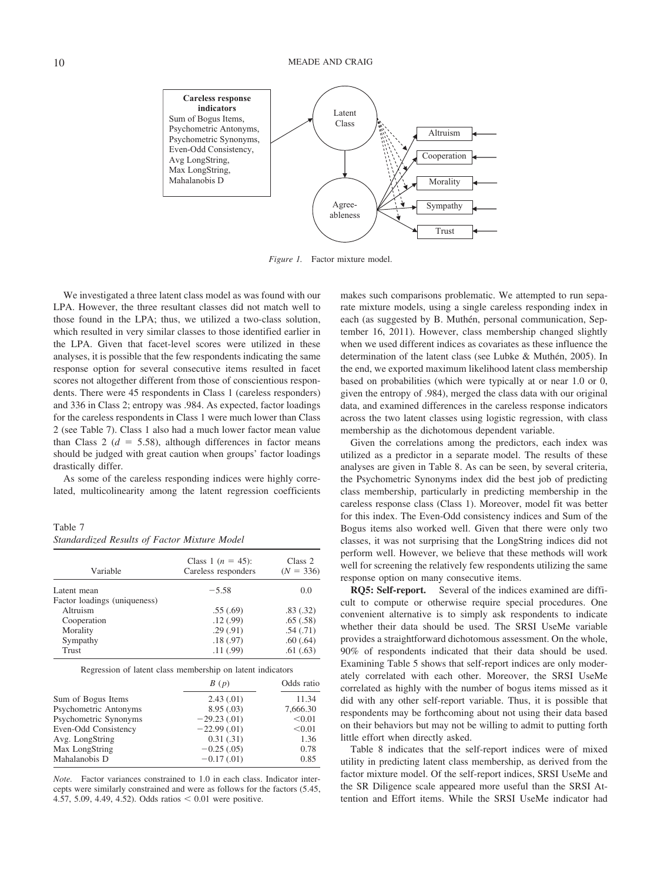*Figure 1.* Factor mixture model.

We investigated a three latent class model as was found with our LPA. However, the three resultant classes did not match well to those found in the LPA; thus, we utilized a two-class solution, which resulted in very similar classes to those identified earlier in the LPA. Given that facet-level scores were utilized in these analyses, it is possible that the few respondents indicating the same response option for several consecutive items resulted in facet scores not altogether different from those of conscientious respondents. There were 45 respondents in Class 1 (careless responders) and 336 in Class 2; entropy was .984. As expected, factor loadings for the careless respondents in Class 1 were much lower than Class 2 (see Table 7). Class 1 also had a much lower factor mean value than Class 2 ($d$ = 5.58), although differences in factor means should be judged with great caution when groups' factor loadings drastically differ.

As some of the careless responding indices were highly correlated, multicolinearity among the latent regression coefficients makes such comparisons problematic. We attempted to run separate mixture models, using a single careless responding index in each (as suggested by B. Muthén, personal communication, September 16, 2011). However, class membership changed slightly when we used different indices as covariates as these influence the determination of the latent class (see Lubke & Muthén, 2005). In the end, we exported maximum likelihood latent class membership based on probabilities (which were typically at or near 1.0 or 0, given the entropy of .984), merged the class data with our original data, and examined differences in the careless response indicators across the two latent classes using logistic regression, with class membership as the dichotomous dependent variable.

Given the correlations among the predictors, each index was utilized as a predictor in a separate model. The results of these analyses are given in Table 8. As can be seen, by several criteria, the Psychometric Synonyms index did the best job of predicting class membership, particularly in predicting membership in the careless response class (Class 1). Moreover, model fit was better for this index. The Even-Odd consistency indices and Sum of the Bogus items also worked well. Given that there were only two classes, it was not surprising that the LongString indices did not perform well. However, we believe that these methods will work well for screening the relatively few respondents utilizing the same response option on many consecutive items.

**RQ5: Self-report.** Several of the indices examined are difficult to compute or otherwise require special procedures. One convenient alternative is to simply ask respondents to indicate whether their data should be used. The SRSI UseMe variable provides a straightforward dichotomous assessment. On the whole, 90% of respondents indicated that their data should be used. Examining Table 5 shows that self-report indices are only moderately correlated with each other. Moreover, the SRSI UseMe correlated as highly with the number of bogus items missed as it did with any other self-report variable. Thus, it is possible that respondents may be forthcoming about not using their data based on their behaviors but may not be willing to admit to putting forth little effort when directly asked.

Table 8 indicates that the self-report indices were of mixed utility in predicting latent class membership, as derived from the factor mixture model. Of the self-report indices, SRSI UseMe and the SR Diligence scale appeared more useful than the SRSI Attention and Effort items. While the SRSI UseMe indicator had

Table 7
*Standardized Results of Factor Mixture Model*

| Variable | Class 1 ($n$ = 45): Careless responders | Class 2 ($N$ = 336) |
|---|---|---|
| Latent mean | −5.58 | 0.0 |
| Factor loadings (uniqueness) | | |
| Altruism | .55 (.69) | .83 (.32) |
| Cooperation | .12 (.99) | .65 (.58) |
| Morality | .29 (.91) | .54 (.71) |
| Sympathy | .18 (.97) | .60 (.64) |
| Trust | .11 (.99) | .61 (.63) |

Regression of latent class membership on latent indicators

| | $B$ ($p$) | Odds ratio |
|---|---|---|
| Sum of Bogus Items | 2.43 (.01) | 11.34 |
| Psychometric Antonyms | 8.95 (.03) | 7,666.30 |
| Psychometric Synonyms | −29.23 (.01) | <0.01 |
| Even-Odd Consistency | −22.99 (.01) | <0.01 |
| Avg. LongString | 0.31 (.31) | 1.36 |
| Max LongString | −0.25 (.05) | 0.78 |
| Mahalanobis D | −0.17 (.01) | 0.85 |

*Note.* Factor variances constrained to 1.0 in each class. Indicator intercepts were similarly constrained and were as follows for the factors (5.45, 4.57, 5.09, 4.49, 4.52). Odds ratios < 0.01 were positive.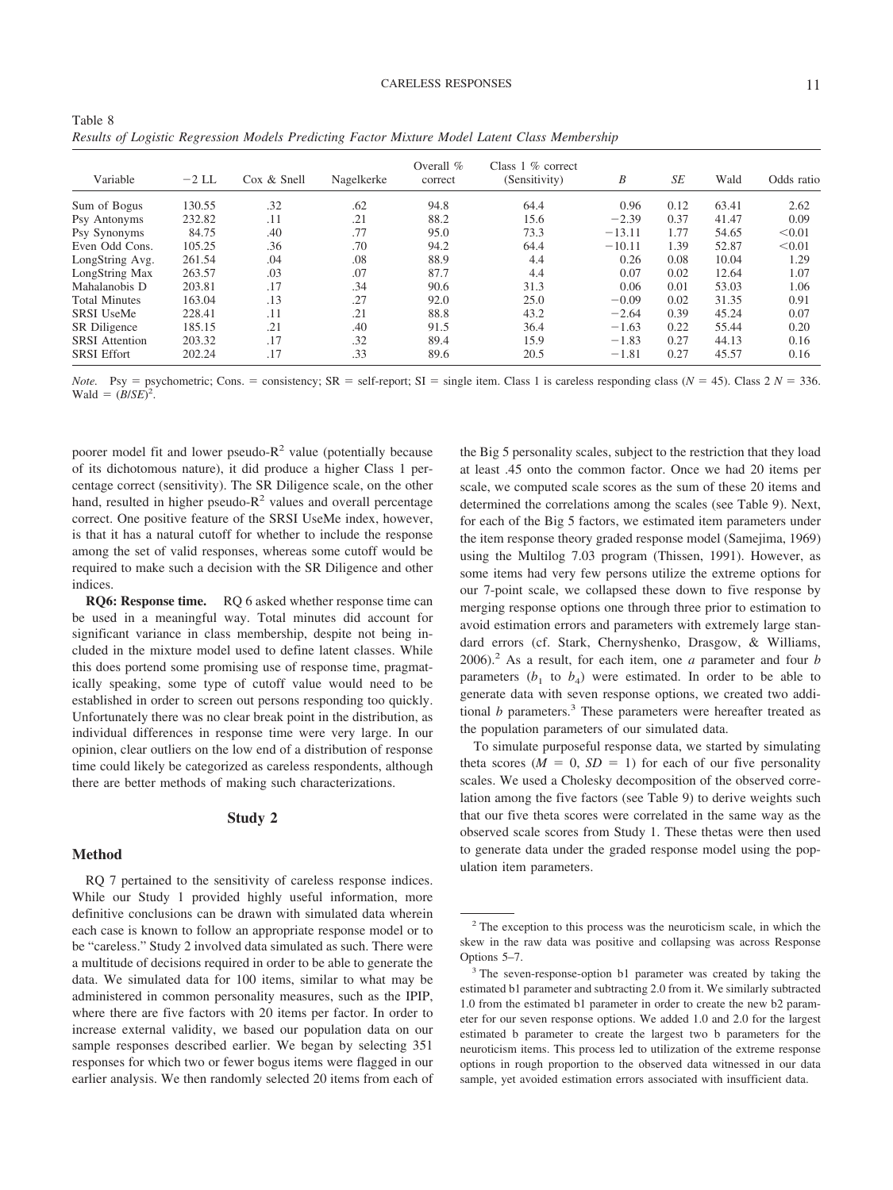Table 8
*Results of Logistic Regression Models Predicting Factor Mixture Model Latent Class Membership*

| Variable | −2 LL | Cox & Snell | Nagelkerke | Overall % correct | Class 1 % correct (Sensitivity) | *B* | *SE* | Wald | Odds ratio |
|---|---|---|---|---|---|---|---|---|---|
| Sum of Bogus | 130.55 | .32 | .62 | 94.8 | 64.4 | 0.96 | 0.12 | 63.41 | 2.62 |
| Psy Antonyms | 232.82 | .11 | .21 | 88.2 | 15.6 | −2.39 | 0.37 | 41.47 | 0.09 |
| Psy Synonyms | 84.75 | .40 | .77 | 95.0 | 73.3 | −13.11 | 1.77 | 54.65 | <0.01 |
| Even Odd Cons. | 105.25 | .36 | .70 | 94.2 | 64.4 | −10.11 | 1.39 | 52.87 | <0.01 |
| LongString Avg. | 261.54 | .04 | .08 | 88.9 | 4.4 | 0.26 | 0.08 | 10.04 | 1.29 |
| LongString Max | 263.57 | .03 | .07 | 87.7 | 4.4 | 0.07 | 0.02 | 12.64 | 1.07 |
| Mahalanobis D | 203.81 | .17 | .34 | 90.6 | 31.3 | 0.06 | 0.01 | 53.03 | 1.06 |
| Total Minutes | 163.04 | .13 | .27 | 92.0 | 25.0 | −0.09 | 0.02 | 31.35 | 0.91 |
| SRSI UseMe | 228.41 | .11 | .21 | 88.8 | 43.2 | −2.64 | 0.39 | 45.24 | 0.07 |
| SR Diligence | 185.15 | .21 | .40 | 91.5 | 36.4 | −1.63 | 0.22 | 55.44 | 0.20 |
| SRSI Attention | 203.32 | .17 | .32 | 89.4 | 15.9 | −1.83 | 0.27 | 44.13 | 0.16 |
| SRSI Effort | 202.24 | .17 | .33 | 89.6 | 20.5 | −1.81 | 0.27 | 45.57 | 0.16 |

*Note.* Psy = psychometric; Cons. = consistency; SR = self-report; SI = single item. Class 1 is careless responding class ($N$ = 45). Class 2 $N$ = 336. Wald = $(B/SE)^2$.

poorer model fit and lower pseudo-$R^2$ value (potentially because of its dichotomous nature), it did produce a higher Class 1 percentage correct (sensitivity). The SR Diligence scale, on the other hand, resulted in higher pseudo-$R^2$ values and overall percentage correct. One positive feature of the SRSI UseMe index, however, is that it has a natural cutoff for whether to include the response among the set of valid responses, whereas some cutoff would be required to make such a decision with the SR Diligence and other indices.

**RQ6: Response time.** RQ 6 asked whether response time can be used in a meaningful way. Total minutes did account for significant variance in class membership, despite not being included in the mixture model used to define latent classes. While this does portend some promising use of response time, pragmatically speaking, some type of cutoff value would need to be established in order to screen out persons responding too quickly. Unfortunately there was no clear break point in the distribution, as individual differences in response time were very large. In our opinion, clear outliers on the low end of a distribution of response time could likely be categorized as careless respondents, although there are better methods of making such characterizations.

## Study 2

### Method

RQ 7 pertained to the sensitivity of careless response indices. While our Study 1 provided highly useful information, more definitive conclusions can be drawn with simulated data wherein each case is known to follow an appropriate response model or to be "careless." Study 2 involved data simulated as such. There were a multitude of decisions required in order to be able to generate the data. We simulated data for 100 items, similar to what may be administered in common personality measures, such as the IPIP, where there are five factors with 20 items per factor. In order to increase external validity, we based our population data on our sample responses described earlier. We began by selecting 351 responses for which two or fewer bogus items were flagged in our earlier analysis. We then randomly selected 20 items from each of the Big 5 personality scales, subject to the restriction that they load at least .45 onto the common factor. Once we had 20 items per scale, we computed scale scores as the sum of these 20 items and determined the correlations among the scales (see Table 9). Next, for each of the Big 5 factors, we estimated item parameters under the item response theory graded response model (Samejima, 1969) using the Multilog 7.03 program (Thissen, 1991). However, as some items had very few persons utilize the extreme options for our 7-point scale, we collapsed these down to five response by merging response options one through three prior to estimation to avoid estimation errors and parameters with extremely large standard errors (cf. Stark, Chernyshenko, Drasgow, & Williams, 2006).[2] As a result, for each item, one *a* parameter and four *b* parameters ($b_1$ to $b_4$) were estimated. In order to be able to generate data with seven response options, we created two additional *b* parameters.[3] These parameters were hereafter treated as the population parameters of our simulated data.

To simulate purposeful response data, we started by simulating theta scores ($M$ = 0, $SD$ = 1) for each of our five personality scales. We used a Cholesky decomposition of the observed correlation among the five factors (see Table 9) to derive weights such that our five theta scores were correlated in the same way as the observed scale scores from Study 1. These thetas were then used to generate data under the graded response model using the population item parameters.

[2] The exception to this process was the neuroticism scale, in which the skew in the raw data was positive and collapsing was across Response Options 5–7.

[3] The seven-response-option b1 parameter was created by taking the estimated b1 parameter and subtracting 2.0 from it. We similarly subtracted 1.0 from the estimated b1 parameter in order to create the new b2 parameter for our seven response options. We added 1.0 and 2.0 for the largest estimated b parameter to create the largest two b parameters for the neuroticism items. This process led to utilization of the extreme response options in rough proportion to the observed data witnessed in our data sample, yet avoided estimation errors associated with insufficient data.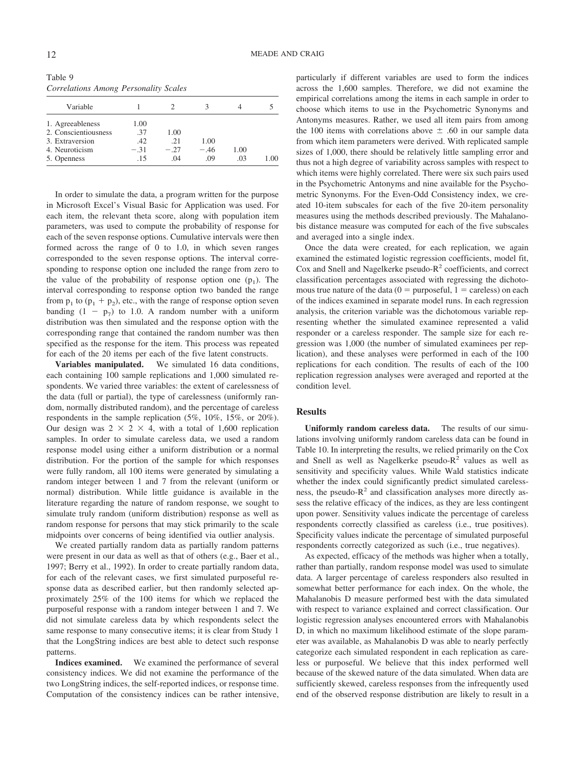Table 9
*Correlations Among Personality Scales*

| Variable | 1 | 2 | 3 | 4 | 5 |
|---|---|---|---|---|---|
| 1. Agreeableness | 1.00 | | | | |
| 2. Conscientiousness | .37 | 1.00 | | | |
| 3. Extraversion | .42 | .21 | 1.00 | | |
| 4. Neuroticism | −.31 | −.27 | −.46 | 1.00 | |
| 5. Openness | .15 | .04 | .09 | .03 | 1.00 |

In order to simulate the data, a program written for the purpose in Microsoft Excel's Visual Basic for Application was used. For each item, the relevant theta score, along with population item parameters, was used to compute the probability of response for each of the seven response options. Cumulative intervals were then formed across the range of 0 to 1.0, in which seven ranges corresponded to the seven response options. The interval corresponding to response option one included the range from zero to the value of the probability of response option one ($p_1$). The interval corresponding to response option two banded the range from $p_1$ to ($p_1 + p_2$), etc., with the range of response option seven banding ($1 - p_7$) to 1.0. A random number with a uniform distribution was then simulated and the response option with the corresponding range that contained the random number was then specified as the response for the item. This process was repeated for each of the 20 items per each of the five latent constructs.

**Variables manipulated.** We simulated 16 data conditions, each containing 100 sample replications and 1,000 simulated respondents. We varied three variables: the extent of carelessness of the data (full or partial), the type of carelessness (uniformly random, normally distributed random), and the percentage of careless respondents in the sample replication (5%, 10%, 15%, or 20%). Our design was $2 \times 2 \times 4$, with a total of 1,600 replication samples. In order to simulate careless data, we used a random response model using either a uniform distribution or a normal distribution. For the portion of the sample for which responses were fully random, all 100 items were generated by simulating a random integer between 1 and 7 from the relevant (uniform or normal) distribution. While little guidance is available in the literature regarding the nature of random response, we sought to simulate truly random (uniform distribution) response as well as random response for persons that may stick primarily to the scale midpoints over concerns of being identified via outlier analysis.

We created partially random data as partially random patterns were present in our data as well as that of others (e.g., Baer et al., 1997; Berry et al., 1992). In order to create partially random data, for each of the relevant cases, we first simulated purposeful response data as described earlier, but then randomly selected approximately 25% of the 100 items for which we replaced the purposeful response with a random integer between 1 and 7. We did not simulate careless data by which respondents select the same response to many consecutive items; it is clear from Study 1 that the LongString indices are best able to detect such response patterns.

**Indices examined.** We examined the performance of several consistency indices. We did not examine the performance of the two LongString indices, the self-reported indices, or response time. Computation of the consistency indices can be rather intensive, particularly if different variables are used to form the indices across the 1,600 samples. Therefore, we did not examine the empirical correlations among the items in each sample in order to choose which items to use in the Psychometric Synonyms and Antonyms measures. Rather, we used all item pairs from among the 100 items with correlations above ± .60 in our sample data from which item parameters were derived. With replicated sample sizes of 1,000, there should be relatively little sampling error and thus not a high degree of variability across samples with respect to which items were highly correlated. There were six such pairs used in the Psychometric Antonyms and nine available for the Psychometric Synonyms. For the Even-Odd Consistency index, we created 10-item subscales for each of the five 20-item personality measures using the methods described previously. The Mahalanobis distance measure was computed for each of the five subscales and averaged into a single index.

Once the data were created, for each replication, we again examined the estimated logistic regression coefficients, model fit, Cox and Snell and Nagelkerke pseudo-$R^2$ coefficients, and correct classification percentages associated with regressing the dichotomous true nature of the data (0 = purposeful, 1 = careless) on each of the indices examined in separate model runs. In each regression analysis, the criterion variable was the dichotomous variable representing whether the simulated examinee represented a valid responder or a careless responder. The sample size for each regression was 1,000 (the number of simulated examinees per replication), and these analyses were performed in each of the 100 replications for each condition. The results of each of the 100 replication regression analyses were averaged and reported at the condition level.

## Results

**Uniformly random careless data.** The results of our simulations involving uniformly random careless data can be found in Table 10. In interpreting the results, we relied primarily on the Cox and Snell as well as Nagelkerke pseudo-$R^2$ values as well as sensitivity and specificity values. While Wald statistics indicate whether the index could significantly predict simulated carelessness, the pseudo-$R^2$ and classification analyses more directly assess the relative efficacy of the indices, as they are less contingent upon power. Sensitivity values indicate the percentage of careless respondents correctly classified as careless (i.e., true positives). Specificity values indicate the percentage of simulated purposeful respondents correctly categorized as such (i.e., true negatives).

As expected, efficacy of the methods was higher when a totally, rather than partially, random response model was used to simulate data. A larger percentage of careless responders also resulted in somewhat better performance for each index. On the whole, the Mahalanobis D measure performed best with the data simulated with respect to variance explained and correct classification. Our logistic regression analyses encountered errors with Mahalanobis D, in which no maximum likelihood estimate of the slope parameter was available, as Mahalanobis D was able to nearly perfectly categorize each simulated respondent in each replication as careless or purposeful. We believe that this index performed well because of the skewed nature of the data simulated. When data are sufficiently skewed, careless responses from the infrequently used end of the observed response distribution are likely to result in a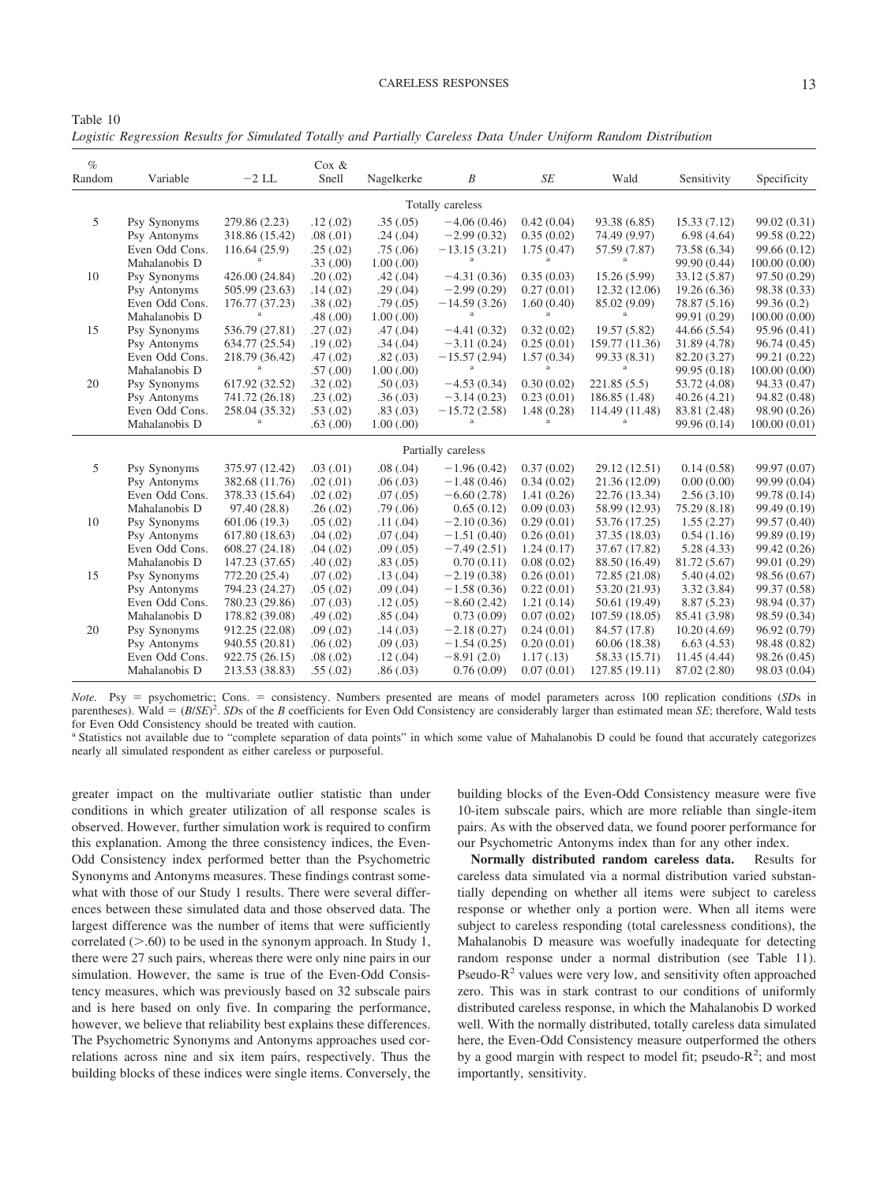Table 10

*Logistic Regression Results for Simulated Totally and Partially Careless Data Under Uniform Random Distribution*

| % Random | Variable | −2 LL | Cox & Snell | Nagelkerke | *B* | *SE* | Wald | Sensitivity | Specificity |
|---|---|---|---|---|---|---|---|---|---|
| | | | | | Totally careless | | | | |
| 5 | Psy Synonyms | 279.86 (2.23) | .12 (.02) | .35 (.05) | −4.06 (0.46) | 0.42 (0.04) | 93.38 (6.85) | 15.33 (7.12) | 99.02 (0.31) |
| | Psy Antonyms | 318.86 (15.42) | .08 (.01) | .24 (.04) | −2.99 (0.32) | 0.35 (0.02) | 74.49 (9.97) | 6.98 (4.64) | 99.58 (0.22) |
| | Even Odd Cons. | 116.64 (25.9) | .25 (.02) | .75 (.06) | −13.15 (3.21) | 1.75 (0.47) | 57.59 (7.87) | 73.58 (6.34) | 99.66 (0.12) |
| | Mahalanobis D | [a] | .33 (.00) | 1.00 (.00) | [a] | [a] | [a] | 99.90 (0.44) | 100.00 (0.00) |
| 10 | Psy Synonyms | 426.00 (24.84) | .20 (.02) | .42 (.04) | −4.31 (0.36) | 0.35 (0.03) | 15.26 (5.99) | 33.12 (5.87) | 97.50 (0.29) |
| | Psy Antonyms | 505.99 (23.63) | .14 (.02) | .29 (.04) | −2.99 (0.29) | 0.27 (0.01) | 12.32 (12.06) | 19.26 (6.36) | 98.38 (0.33) |
| | Even Odd Cons. | 176.77 (37.23) | .38 (.02) | .79 (.05) | −14.59 (3.26) | 1.60 (0.40) | 85.02 (9.09) | 78.87 (5.16) | 99.36 (0.2) |
| | Mahalanobis D | [a] | .48 (.00) | 1.00 (.00) | [a] | [a] | [a] | 99.91 (0.29) | 100.00 (0.00) |
| 15 | Psy Synonyms | 536.79 (27.81) | .27 (.02) | .47 (.04) | −4.41 (0.32) | 0.32 (0.02) | 19.57 (5.82) | 44.66 (5.54) | 95.96 (0.41) |
| | Psy Antonyms | 634.77 (25.54) | .19 (.02) | .34 (.04) | −3.11 (0.24) | 0.25 (0.01) | 159.77 (11.36) | 31.89 (4.78) | 96.74 (0.45) |
| | Even Odd Cons. | 218.79 (36.42) | .47 (.02) | .82 (.03) | −15.57 (2.94) | 1.57 (0.34) | 99.33 (8.31) | 82.20 (3.27) | 99.21 (0.22) |
| | Mahalanobis D | [a] | .57 (.00) | 1.00 (.00) | [a] | [a] | [a] | 99.95 (0.18) | 100.00 (0.00) |
| 20 | Psy Synonyms | 617.92 (32.52) | .32 (.02) | .50 (.03) | −4.53 (0.34) | 0.30 (0.02) | 221.85 (5.5) | 53.72 (4.08) | 94.33 (0.47) |
| | Psy Antonyms | 741.72 (26.18) | .23 (.02) | .36 (.03) | −3.14 (0.23) | 0.23 (0.01) | 186.85 (1.48) | 40.26 (4.21) | 94.82 (0.48) |
| | Even Odd Cons. | 258.04 (35.32) | .53 (.02) | .83 (.03) | −15.72 (2.58) | 1.48 (0.28) | 114.49 (11.48) | 83.81 (2.48) | 98.90 (0.26) |
| | Mahalanobis D | [a] | .63 (.00) | 1.00 (.00) | [a] | [a] | [a] | 99.96 (0.14) | 100.00 (0.01) |
| | | | | | Partially careless | | | | |
| 5 | Psy Synonyms | 375.97 (12.42) | .03 (.01) | .08 (.04) | −1.96 (0.42) | 0.37 (0.02) | 29.12 (12.51) | 0.14 (0.58) | 99.97 (0.07) |
| | Psy Antonyms | 382.68 (11.76) | .02 (.01) | .06 (.03) | −1.48 (0.46) | 0.34 (0.02) | 21.36 (12.09) | 0.00 (0.00) | 99.99 (0.04) |
| | Even Odd Cons. | 378.33 (15.64) | .02 (.02) | .07 (.05) | −6.60 (2.78) | 1.41 (0.26) | 22.76 (13.34) | 2.56 (3.10) | 99.78 (0.14) |
| | Mahalanobis D | 97.40 (28.8) | .26 (.02) | .79 (.06) | 0.65 (0.12) | 0.09 (0.03) | 58.99 (12.93) | 75.29 (8.18) | 99.49 (0.19) |
| 10 | Psy Synonyms | 601.06 (19.3) | .05 (.02) | .11 (.04) | −2.10 (0.36) | 0.29 (0.01) | 53.76 (17.25) | 1.55 (2.27) | 99.57 (0.40) |
| | Psy Antonyms | 617.80 (18.63) | .04 (.02) | .07 (.04) | −1.51 (0.40) | 0.26 (0.01) | 37.35 (18.03) | 0.54 (1.16) | 99.89 (0.19) |
| | Even Odd Cons. | 608.27 (24.18) | .04 (.02) | .09 (.05) | −7.49 (2.51) | 1.24 (0.17) | 37.67 (17.82) | 5.28 (4.33) | 99.42 (0.26) |
| | Mahalanobis D | 147.23 (37.65) | .40 (.02) | .83 (.05) | 0.70 (0.11) | 0.08 (0.02) | 88.50 (16.49) | 81.72 (5.67) | 99.01 (0.29) |
| 15 | Psy Synonyms | 772.20 (25.4) | .07 (.02) | .13 (.04) | −2.19 (0.38) | 0.26 (0.01) | 72.85 (21.08) | 5.40 (4.02) | 98.56 (0.67) |
| | Psy Antonyms | 794.23 (24.27) | .05 (.02) | .09 (.04) | −1.58 (0.36) | 0.22 (0.01) | 53.20 (21.93) | 3.32 (3.84) | 99.37 (0.58) |
| | Even Odd Cons. | 780.23 (29.86) | .07 (.03) | .12 (.05) | −8.60 (2.42) | 1.21 (0.14) | 50.61 (19.49) | 8.87 (5.23) | 98.94 (0.37) |
| | Mahalanobis D | 178.82 (39.08) | .49 (.02) | .85 (.04) | 0.73 (0.09) | 0.07 (0.02) | 107.59 (18.05) | 85.41 (3.98) | 98.59 (0.34) |
| 20 | Psy Synonyms | 912.25 (22.08) | .09 (.02) | .14 (.03) | −2.18 (0.27) | 0.24 (0.01) | 84.57 (17.8) | 10.20 (4.69) | 96.92 (0.79) |
| | Psy Antonyms | 940.55 (20.81) | .06 (.02) | .09 (.03) | −1.54 (0.25) | 0.20 (0.01) | 60.06 (18.38) | 6.63 (4.53) | 98.48 (0.82) |
| | Even Odd Cons. | 922.75 (26.15) | .08 (.02) | .12 (.04) | −8.91 (2.0) | 1.17 (.13) | 58.33 (15.71) | 11.45 (4.44) | 98.26 (0.45) |
| | Mahalanobis D | 213.53 (38.83) | .55 (.02) | .86 (.03) | 0.76 (0.09) | 0.07 (0.01) | 127.85 (19.11) | 87.02 (2.80) | 98.03 (0.04) |

*Note.* Psy = psychometric; Cons. = consistency. Numbers presented are means of model parameters across 100 replication conditions (*SD*s in parentheses). Wald = $(B/SE)^2$. *SD*s of the *B* coefficients for Even Odd Consistency are considerably larger than estimated mean *SE*; therefore, Wald tests for Even Odd Consistency should be treated with caution.

[a] Statistics not available due to "complete separation of data points" in which some value of Mahalanobis D could be found that accurately categorizes nearly all simulated respondent as either careless or purposeful.

greater impact on the multivariate outlier statistic than under conditions in which greater utilization of all response scales is observed. However, further simulation work is required to confirm this explanation. Among the three consistency indices, the Even-Odd Consistency index performed better than the Psychometric Synonyms and Antonyms measures. These findings contrast somewhat with those of our Study 1 results. There were several differences between these simulated data and those observed data. The largest difference was the number of items that were sufficiently correlated (>.60) to be used in the synonym approach. In Study 1, there were 27 such pairs, whereas there were only nine pairs in our simulation. However, the same is true of the Even-Odd Consistency measures, which was previously based on 32 subscale pairs and is here based on only five. In comparing the performance, however, we believe that reliability best explains these differences. The Psychometric Synonyms and Antonyms approaches used correlations across nine and six item pairs, respectively. Thus the building blocks of these indices were single items. Conversely, the building blocks of the Even-Odd Consistency measure were five 10-item subscale pairs, which are more reliable than single-item pairs. As with the observed data, we found poorer performance for our Psychometric Antonyms index than for any other index.

**Normally distributed random careless data.** Results for careless data simulated via a normal distribution varied substantially depending on whether all items were subject to careless response or whether only a portion were. When all items were subject to careless responding (total carelessness conditions), the Mahalanobis D measure was woefully inadequate for detecting random response under a normal distribution (see Table 11). Pseudo-$R^2$ values were very low, and sensitivity often approached zero. This was in stark contrast to our conditions of uniformly distributed careless response, in which the Mahalanobis D worked well. With the normally distributed, totally careless data simulated here, the Even-Odd Consistency measure outperformed the others by a good margin with respect to model fit; pseudo-$R^2$; and most importantly, sensitivity.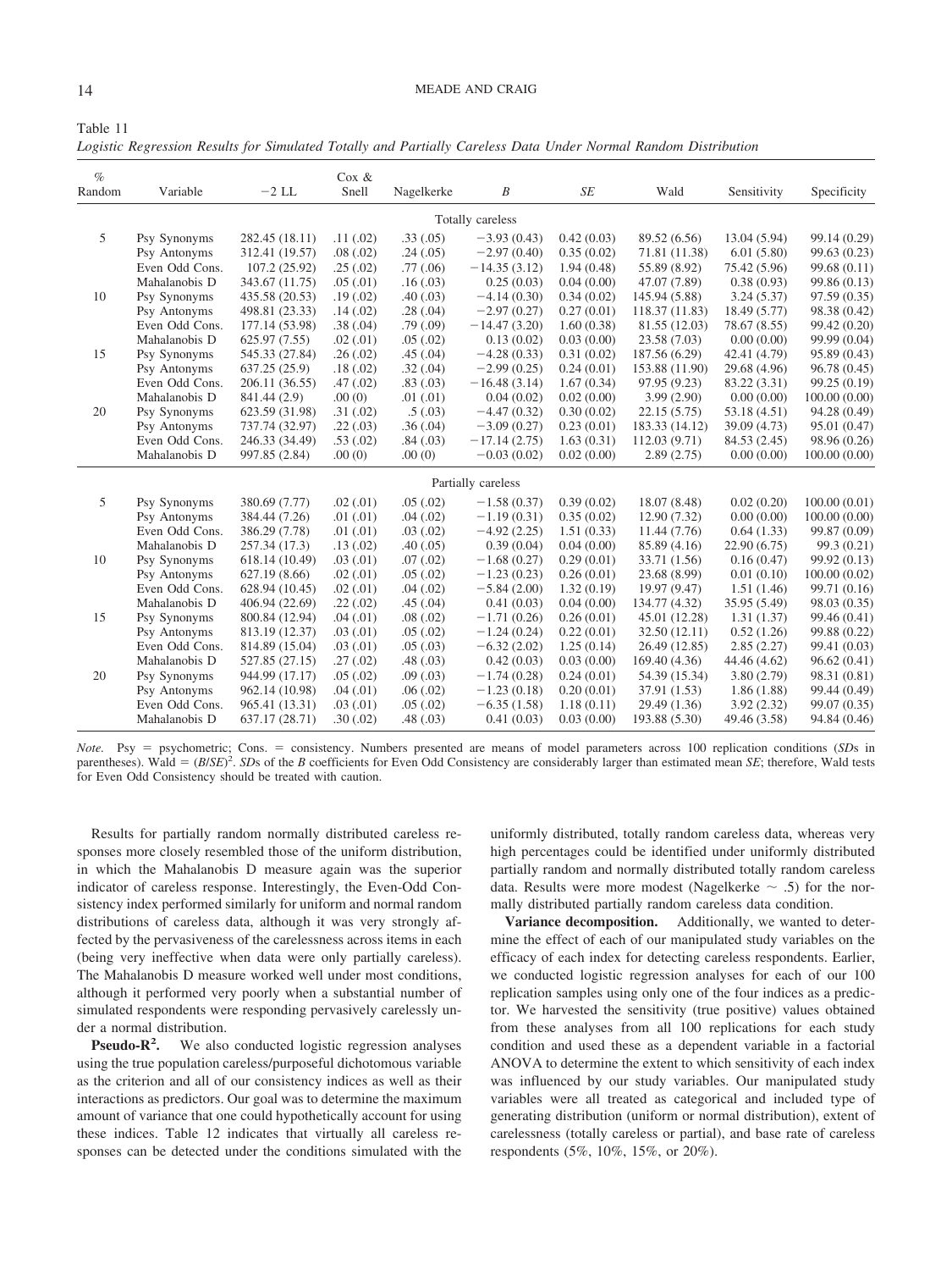Table 11

*Logistic Regression Results for Simulated Totally and Partially Careless Data Under Normal Random Distribution*

| % Random | Variable | −2 LL | Cox & Snell | Nagelkerke | *B* | *SE* | Wald | Sensitivity | Specificity |
|---|---|---|---|---|---|---|---|---|---|
| | | | | | Totally careless | | | | |
| 5 | Psy Synonyms | 282.45 (18.11) | .11 (.02) | .33 (.05) | −3.93 (0.43) | 0.42 (0.03) | 89.52 (6.56) | 13.04 (5.94) | 99.14 (0.29) |
| | Psy Antonyms | 312.41 (19.57) | .08 (.02) | .24 (.05) | −2.97 (0.40) | 0.35 (0.02) | 71.81 (11.38) | 6.01 (5.80) | 99.63 (0.23) |
| | Even Odd Cons. | 107.2 (25.92) | .25 (.02) | .77 (.06) | −14.35 (3.12) | 1.94 (0.48) | 55.89 (8.92) | 75.42 (5.96) | 99.68 (0.11) |
| | Mahalanobis D | 343.67 (11.75) | .05 (.01) | .16 (.03) | 0.25 (0.03) | 0.04 (0.00) | 47.07 (7.89) | 0.38 (0.93) | 99.86 (0.13) |
| 10 | Psy Synonyms | 435.58 (20.53) | .19 (.02) | .40 (.03) | −4.14 (0.30) | 0.34 (0.02) | 145.94 (5.88) | 3.24 (5.37) | 97.59 (0.35) |
| | Psy Antonyms | 498.81 (23.33) | .14 (.02) | .28 (.04) | −2.97 (0.27) | 0.27 (0.01) | 118.37 (11.83) | 18.49 (5.77) | 98.38 (0.42) |
| | Even Odd Cons. | 177.14 (53.98) | .38 (.04) | .79 (.09) | −14.47 (3.20) | 1.60 (0.38) | 81.55 (12.03) | 78.67 (8.55) | 99.42 (0.20) |
| | Mahalanobis D | 625.97 (7.55) | .02 (.01) | .05 (.02) | 0.13 (0.02) | 0.03 (0.00) | 23.58 (7.03) | 0.00 (0.00) | 99.99 (0.04) |
| 15 | Psy Synonyms | 545.33 (27.84) | .26 (.02) | .45 (.04) | −4.28 (0.33) | 0.31 (0.02) | 187.56 (6.29) | 42.41 (4.79) | 95.89 (0.43) |
| | Psy Antonyms | 637.25 (25.9) | .18 (.02) | .32 (.04) | −2.99 (0.25) | 0.24 (0.01) | 153.88 (11.90) | 29.68 (4.96) | 96.78 (0.45) |
| | Even Odd Cons. | 206.11 (36.55) | .47 (.02) | .83 (.03) | −16.48 (3.14) | 1.67 (0.34) | 97.95 (9.23) | 83.22 (3.31) | 99.25 (0.19) |
| | Mahalanobis D | 841.44 (2.9) | .00 (0) | .01 (.01) | 0.04 (0.02) | 0.02 (0.00) | 3.99 (2.90) | 0.00 (0.00) | 100.00 (0.00) |
| 20 | Psy Synonyms | 623.59 (31.98) | .31 (.02) | .5 (.03) | −4.47 (0.32) | 0.30 (0.02) | 22.15 (5.75) | 53.18 (4.51) | 94.28 (0.49) |
| | Psy Antonyms | 737.74 (32.97) | .22 (.03) | .36 (.04) | −3.09 (0.27) | 0.23 (0.01) | 183.33 (14.12) | 39.09 (4.73) | 95.01 (0.47) |
| | Even Odd Cons. | 246.33 (34.49) | .53 (.02) | .84 (.03) | −17.14 (2.75) | 1.63 (0.31) | 112.03 (9.71) | 84.53 (2.45) | 98.96 (0.26) |
| | Mahalanobis D | 997.85 (2.84) | .00 (0) | .00 (0) | −0.03 (0.02) | 0.02 (0.00) | 2.89 (2.75) | 0.00 (0.00) | 100.00 (0.00) |
| | | | | | Partially careless | | | | |
| 5 | Psy Synonyms | 380.69 (7.77) | .02 (.01) | .05 (.02) | −1.58 (0.37) | 0.39 (0.02) | 18.07 (8.48) | 0.02 (0.20) | 100.00 (0.01) |
| | Psy Antonyms | 384.44 (7.26) | .01 (.01) | .04 (.02) | −1.19 (0.31) | 0.35 (0.02) | 12.90 (7.32) | 0.00 (0.00) | 100.00 (0.00) |
| | Even Odd Cons. | 386.29 (7.78) | .01 (.01) | .03 (.02) | −4.92 (2.25) | 1.51 (0.33) | 11.44 (7.76) | 0.64 (1.33) | 99.87 (0.09) |
| | Mahalanobis D | 257.34 (17.3) | .13 (.02) | .40 (.05) | 0.39 (0.04) | 0.04 (0.00) | 85.89 (4.16) | 22.90 (6.75) | 99.3 (0.21) |
| 10 | Psy Synonyms | 618.14 (10.49) | .03 (.01) | .07 (.02) | −1.68 (0.27) | 0.29 (0.01) | 33.71 (1.56) | 0.16 (0.47) | 99.92 (0.13) |
| | Psy Antonyms | 627.19 (8.66) | .02 (.01) | .05 (.02) | −1.23 (0.23) | 0.26 (0.01) | 23.68 (8.99) | 0.01 (0.10) | 100.00 (0.02) |
| | Even Odd Cons. | 628.94 (10.45) | .02 (.01) | .04 (.02) | −5.84 (2.00) | 1.32 (0.19) | 19.97 (9.47) | 1.51 (1.46) | 99.71 (0.16) |
| | Mahalanobis D | 406.94 (22.69) | .22 (.02) | .45 (.04) | 0.41 (0.03) | 0.04 (0.00) | 134.77 (4.32) | 35.95 (5.49) | 98.03 (0.35) |
| 15 | Psy Synonyms | 800.84 (12.94) | .04 (.01) | .08 (.02) | −1.71 (0.26) | 0.26 (0.01) | 45.01 (12.28) | 1.31 (1.37) | 99.46 (0.41) |
| | Psy Antonyms | 813.19 (12.37) | .03 (.01) | .05 (.02) | −1.24 (0.24) | 0.22 (0.01) | 32.50 (12.11) | 0.52 (1.26) | 99.88 (0.22) |
| | Even Odd Cons. | 814.89 (15.04) | .03 (.01) | .05 (.03) | −6.32 (2.02) | 1.25 (0.14) | 26.49 (12.85) | 2.85 (2.27) | 99.41 (0.03) |
| | Mahalanobis D | 527.85 (27.15) | .27 (.02) | .48 (.03) | 0.42 (0.03) | 0.03 (0.00) | 169.40 (4.36) | 44.46 (4.62) | 96.62 (0.41) |
| 20 | Psy Synonyms | 944.99 (17.17) | .05 (.02) | .09 (.03) | −1.74 (0.28) | 0.24 (0.01) | 54.39 (15.34) | 3.80 (2.79) | 98.31 (0.81) |
| | Psy Antonyms | 962.14 (10.98) | .04 (.01) | .06 (.02) | −1.23 (0.18) | 0.20 (0.01) | 37.91 (1.53) | 1.86 (1.88) | 99.44 (0.49) |
| | Even Odd Cons. | 965.41 (13.31) | .03 (.01) | .05 (.02) | −6.35 (1.58) | 1.18 (0.11) | 29.49 (1.36) | 3.92 (2.32) | 99.07 (0.35) |
| | Mahalanobis D | 637.17 (28.71) | .30 (.02) | .48 (.03) | 0.41 (0.03) | 0.03 (0.00) | 193.88 (5.30) | 49.46 (3.58) | 94.84 (0.46) |

*Note.* Psy = psychometric; Cons. = consistency. Numbers presented are means of model parameters across 100 replication conditions (*SD*s in parentheses). Wald = $(B/SE)^2$. *SD*s of the *B* coefficients for Even Odd Consistency are considerably larger than estimated mean *SE*; therefore, Wald tests for Even Odd Consistency should be treated with caution.

Results for partially random normally distributed careless responses more closely resembled those of the uniform distribution, in which the Mahalanobis D measure again was the superior indicator of careless response. Interestingly, the Even-Odd Consistency index performed similarly for uniform and normal random distributions of careless data, although it was very strongly affected by the pervasiveness of the carelessness across items in each (being very ineffective when data were only partially careless). The Mahalanobis D measure worked well under most conditions, although it performed very poorly when a substantial number of simulated respondents were responding pervasively carelessly under a normal distribution.

**Pseudo-$R^2$.** We also conducted logistic regression analyses using the true population careless/purposeful dichotomous variable as the criterion and all of our consistency indices as well as their interactions as predictors. Our goal was to determine the maximum amount of variance that one could hypothetically account for using these indices. Table 12 indicates that virtually all careless responses can be detected under the conditions simulated with the uniformly distributed, totally random careless data, whereas very high percentages could be identified under uniformly distributed partially random and normally distributed totally random careless data. Results were more modest (Nagelkerke $\sim$ .5) for the normally distributed partially random careless data condition.

**Variance decomposition.** Additionally, we wanted to determine the effect of each of our manipulated study variables on the efficacy of each index for detecting careless respondents. Earlier, we conducted logistic regression analyses for each of our 100 replication samples using only one of the four indices as a predictor. We harvested the sensitivity (true positive) values obtained from these analyses from all 100 replications for each study condition and used these as a dependent variable in a factorial ANOVA to determine the extent to which sensitivity of each index was influenced by our study variables. Our manipulated study variables were all treated as categorical and included type of generating distribution (uniform or normal distribution), extent of carelessness (totally careless or partial), and base rate of careless respondents (5%, 10%, 15%, or 20%).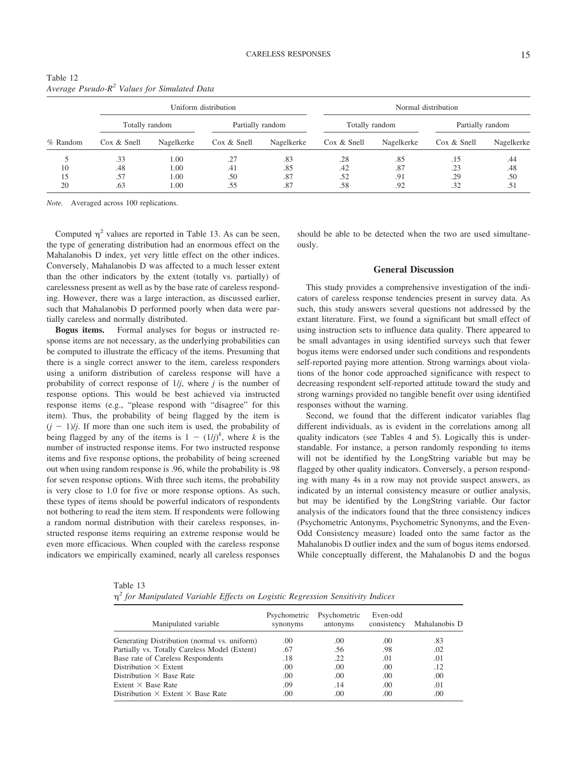Table 12
*Average Pseudo-$R^2$ Values for Simulated Data*

| | Uniform distribution | | | | Normal distribution | | | |
|---|---|---|---|---|---|---|---|---|
| | Totally random | | Partially random | | Totally random | | Partially random | |
| % Random | Cox & Snell | Nagelkerke | Cox & Snell | Nagelkerke | Cox & Snell | Nagelkerke | Cox & Snell | Nagelkerke |
| 5 | .33 | 1.00 | .27 | .83 | .28 | .85 | .15 | .44 |
| 10 | .48 | 1.00 | .41 | .85 | .42 | .87 | .23 | .48 |
| 15 | .57 | 1.00 | .50 | .87 | .52 | .91 | .29 | .50 |
| 20 | .63 | 1.00 | .55 | .87 | .58 | .92 | .32 | .51 |

*Note.* Averaged across 100 replications.

Computed $\eta^2$ values are reported in Table 13. As can be seen, the type of generating distribution had an enormous effect on the Mahalanobis D index, yet very little effect on the other indices. Conversely, Mahalanobis D was affected to a much lesser extent than the other indicators by the extent (totally vs. partially) of carelessness present as well as by the base rate of careless responding. However, there was a large interaction, as discussed earlier, such that Mahalanobis D performed poorly when data were partially careless and normally distributed.

**Bogus items.** Formal analyses for bogus or instructed response items are not necessary, as the underlying probabilities can be computed to illustrate the efficacy of the items. Presuming that there is a single correct answer to the item, careless responders using a uniform distribution of careless response will have a probability of correct response of $1/j$, where $j$ is the number of response options. This would be best achieved via instructed response items (e.g., "please respond with "disagree" for this item). Thus, the probability of being flagged by the item is $(j - 1)/j$. If more than one such item is used, the probability of being flagged by any of the items is $1 - (1/j)^k$, where $k$ is the number of instructed response items. For two instructed response items and five response options, the probability of being screened out when using random response is .96, while the probability is .98 for seven response options. With three such items, the probability is very close to 1.0 for five or more response options. As such, these types of items should be powerful indicators of respondents not bothering to read the item stem. If respondents were following a random normal distribution with their careless responses, instructed response items requiring an extreme response would be even more efficacious. When coupled with the careless response indicators we empirically examined, nearly all careless responses should be able to be detected when the two are used simultaneously.

## General Discussion

This study provides a comprehensive investigation of the indicators of careless response tendencies present in survey data. As such, this study answers several questions not addressed by the extant literature. First, we found a significant but small effect of using instruction sets to influence data quality. There appeared to be small advantages in using identified surveys such that fewer bogus items were endorsed under such conditions and respondents self-reported paying more attention. Strong warnings about violations of the honor code approached significance with respect to decreasing respondent self-reported attitude toward the study and strong warnings provided no tangible benefit over using identified responses without the warning.

Second, we found that the different indicator variables flag different individuals, as is evident in the correlations among all quality indicators (see Tables 4 and 5). Logically this is understandable. For instance, a person randomly responding to items will not be identified by the LongString variable but may be flagged by other quality indicators. Conversely, a person responding with many 4s in a row may not provide suspect answers, as indicated by an internal consistency measure or outlier analysis, but may be identified by the LongString variable. Our factor analysis of the indicators found that the three consistency indices (Psychometric Antonyms, Psychometric Synonyms, and the Even-Odd Consistency measure) loaded onto the same factor as the Mahalanobis D outlier index and the sum of bogus items endorsed. While conceptually different, the Mahalanobis D and the bogus

Table 13
*$\eta^2$ for Manipulated Variable Effects on Logistic Regression Sensitivity Indices*

| Manipulated variable | Psychometric synonyms | Psychometric antonyms | Even-odd consistency | Mahalanobis D |
|---|---|---|---|---|
| Generating Distribution (normal vs. uniform) | .00 | .00 | .00 | .83 |
| Partially vs. Totally Careless Model (Extent) | .67 | .56 | .98 | .02 |
| Base rate of Careless Respondents | .18 | .22 | .01 | .01 |
| Distribution × Extent | .00 | .00 | .00 | .12 |
| Distribution × Base Rate | .00 | .00 | .00 | .00 |
| Extent × Base Rate | .09 | .14 | .00 | .01 |
| Distribution × Extent × Base Rate | .00 | .00 | .00 | .00 |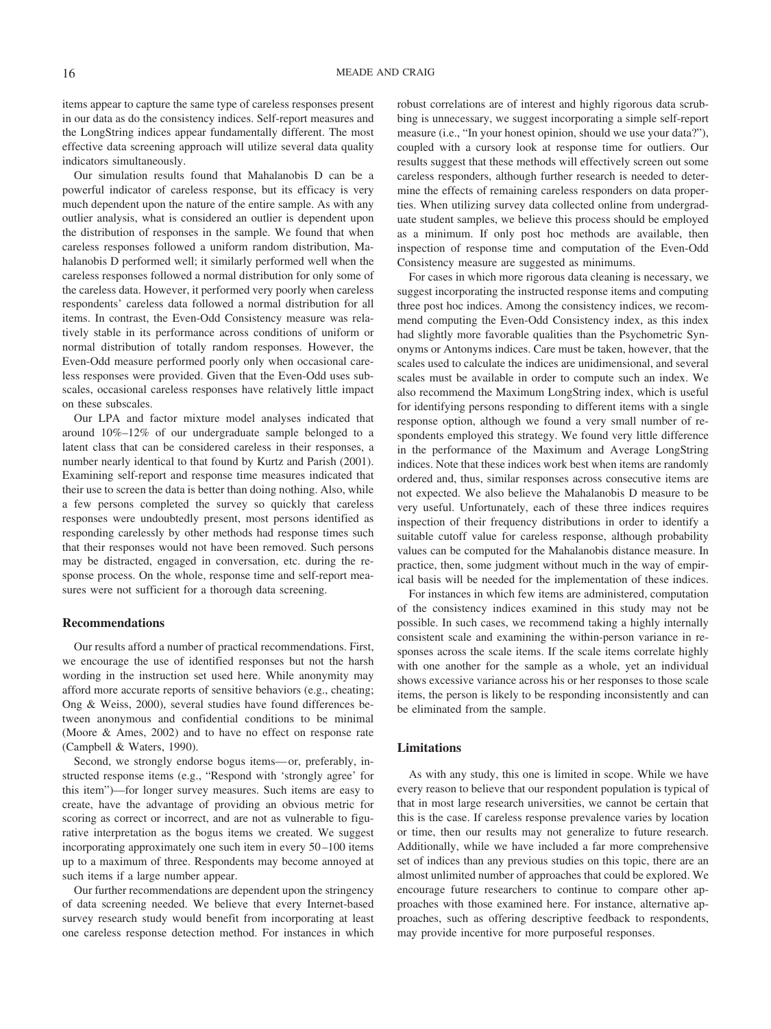items appear to capture the same type of careless responses present in our data as do the consistency indices. Self-report measures and the LongString indices appear fundamentally different. The most effective data screening approach will utilize several data quality indicators simultaneously.

Our simulation results found that Mahalanobis D can be a powerful indicator of careless response, but its efficacy is very much dependent upon the nature of the entire sample. As with any outlier analysis, what is considered an outlier is dependent upon the distribution of responses in the sample. We found that when careless responses followed a uniform random distribution, Mahalanobis D performed well; it similarly performed well when the careless responses followed a normal distribution for only some of the careless data. However, it performed very poorly when careless respondents' careless data followed a normal distribution for all items. In contrast, the Even-Odd Consistency measure was relatively stable in its performance across conditions of uniform or normal distribution of totally random responses. However, the Even-Odd measure performed poorly only when occasional careless responses were provided. Given that the Even-Odd uses subscales, occasional careless responses have relatively little impact on these subscales.

Our LPA and factor mixture model analyses indicated that around 10%–12% of our undergraduate sample belonged to a latent class that can be considered careless in their responses, a number nearly identical to that found by Kurtz and Parish (2001). Examining self-report and response time measures indicated that their use to screen the data is better than doing nothing. Also, while a few persons completed the survey so quickly that careless responses were undoubtedly present, most persons identified as responding carelessly by other methods had response times such that their responses would not have been removed. Such persons may be distracted, engaged in conversation, etc. during the response process. On the whole, response time and self-report measures were not sufficient for a thorough data screening.

## Recommendations

Our results afford a number of practical recommendations. First, we encourage the use of identified responses but not the harsh wording in the instruction set used here. While anonymity may afford more accurate reports of sensitive behaviors (e.g., cheating; Ong & Weiss, 2000), several studies have found differences between anonymous and confidential conditions to be minimal (Moore & Ames, 2002) and to have no effect on response rate (Campbell & Waters, 1990).

Second, we strongly endorse bogus items—or, preferably, instructed response items (e.g., "Respond with 'strongly agree' for this item")—for longer survey measures. Such items are easy to create, have the advantage of providing an obvious metric for scoring as correct or incorrect, and are not as vulnerable to figurative interpretation as the bogus items we created. We suggest incorporating approximately one such item in every 50–100 items up to a maximum of three. Respondents may become annoyed at such items if a large number appear.

Our further recommendations are dependent upon the stringency of data screening needed. We believe that every Internet-based survey research study would benefit from incorporating at least one careless response detection method. For instances in which robust correlations are of interest and highly rigorous data scrubbing is unnecessary, we suggest incorporating a simple self-report measure (i.e., "In your honest opinion, should we use your data?"), coupled with a cursory look at response time for outliers. Our results suggest that these methods will effectively screen out some careless responders, although further research is needed to determine the effects of remaining careless responders on data properties. When utilizing survey data collected online from undergraduate student samples, we believe this process should be employed as a minimum. If only post hoc methods are available, then inspection of response time and computation of the Even-Odd Consistency measure are suggested as minimums.

For cases in which more rigorous data cleaning is necessary, we suggest incorporating the instructed response items and computing three post hoc indices. Among the consistency indices, we recommend computing the Even-Odd Consistency index, as this index had slightly more favorable qualities than the Psychometric Synonyms or Antonyms indices. Care must be taken, however, that the scales used to calculate the indices are unidimensional, and several scales must be available in order to compute such an index. We also recommend the Maximum LongString index, which is useful for identifying persons responding to different items with a single response option, although we found a very small number of respondents employed this strategy. We found very little difference in the performance of the Maximum and Average LongString indices. Note that these indices work best when items are randomly ordered and, thus, similar responses across consecutive items are not expected. We also believe the Mahalanobis D measure to be very useful. Unfortunately, each of these three indices requires inspection of their frequency distributions in order to identify a suitable cutoff value for careless response, although probability values can be computed for the Mahalanobis distance measure. In practice, then, some judgment without much in the way of empirical basis will be needed for the implementation of these indices.

For instances in which few items are administered, computation of the consistency indices examined in this study may not be possible. In such cases, we recommend taking a highly internally consistent scale and examining the within-person variance in responses across the scale items. If the scale items correlate highly with one another for the sample as a whole, yet an individual shows excessive variance across his or her responses to those scale items, the person is likely to be responding inconsistently and can be eliminated from the sample.

## Limitations

As with any study, this one is limited in scope. While we have every reason to believe that our respondent population is typical of that in most large research universities, we cannot be certain that this is the case. If careless response prevalence varies by location or time, then our results may not generalize to future research. Additionally, while we have included a far more comprehensive set of indices than any previous studies on this topic, there are an almost unlimited number of approaches that could be explored. We encourage future researchers to continue to compare other approaches with those examined here. For instance, alternative approaches, such as offering descriptive feedback to respondents, may provide incentive for more purposeful responses.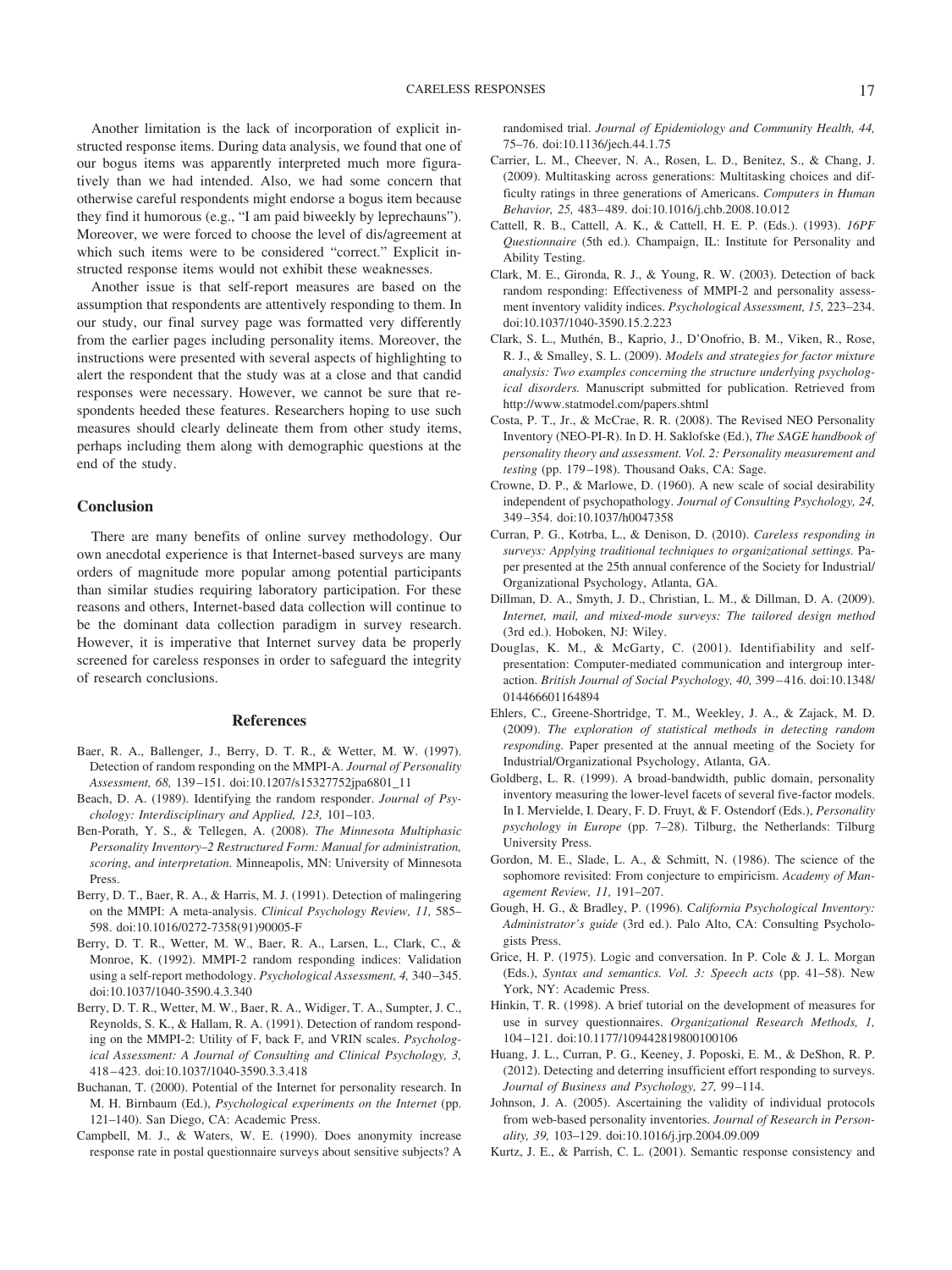Another limitation is the lack of incorporation of explicit instructed response items. During data analysis, we found that one of our bogus items was apparently interpreted much more figuratively than we had intended. Also, we had some concern that otherwise careful respondents might endorse a bogus item because they find it humorous (e.g., "I am paid biweekly by leprechauns"). Moreover, we were forced to choose the level of dis/agreement at which such items were to be considered "correct." Explicit instructed response items would not exhibit these weaknesses.

Another issue is that self-report measures are based on the assumption that respondents are attentively responding to them. In our study, our final survey page was formatted very differently from the earlier pages including personality items. Moreover, the instructions were presented with several aspects of highlighting to alert the respondent that the study was at a close and that candid responses were necessary. However, we cannot be sure that respondents heeded these features. Researchers hoping to use such measures should clearly delineate them from other study items, perhaps including them along with demographic questions at the end of the study.

## Conclusion

There are many benefits of online survey methodology. Our own anecdotal experience is that Internet-based surveys are many orders of magnitude more popular among potential participants than similar studies requiring laboratory participation. For these reasons and others, Internet-based data collection will continue to be the dominant data collection paradigm in survey research. However, it is imperative that Internet survey data be properly screened for careless responses in order to safeguard the integrity of research conclusions.

## References

Baer, R. A., Ballenger, J., Berry, D. T. R., & Wetter, M. W. (1997). Detection of random responding on the MMPI-A. *Journal of Personality Assessment, 68,* 139–151. doi:10.1207/s15327752jpa6801_11

Beach, D. A. (1989). Identifying the random responder. *Journal of Psychology: Interdisciplinary and Applied, 123,* 101–103.

Ben-Porath, Y. S., & Tellegen, A. (2008). *The Minnesota Multiphasic Personality Inventory–2 Restructured Form: Manual for administration, scoring, and interpretation.* Minneapolis, MN: University of Minnesota Press.

Berry, D. T., Baer, R. A., & Harris, M. J. (1991). Detection of malingering on the MMPI: A meta-analysis. *Clinical Psychology Review, 11,* 585–598. doi:10.1016/0272-7358(91)90005-F

Berry, D. T. R., Wetter, M. W., Baer, R. A., Larsen, L., Clark, C., & Monroe, K. (1992). MMPI-2 random responding indices: Validation using a self-report methodology. *Psychological Assessment, 4,* 340–345. doi:10.1037/1040-3590.4.3.340

Berry, D. T. R., Wetter, M. W., Baer, R. A., Widiger, T. A., Sumpter, J. C., Reynolds, S. K., & Hallam, R. A. (1991). Detection of random responding on the MMPI-2: Utility of F, back F, and VRIN scales. *Psychological Assessment: A Journal of Consulting and Clinical Psychology, 3,* 418–423. doi:10.1037/1040-3590.3.3.418

Buchanan, T. (2000). Potential of the Internet for personality research. In M. H. Birnbaum (Ed.), *Psychological experiments on the Internet* (pp. 121–140). San Diego, CA: Academic Press.

Campbell, M. J., & Waters, W. E. (1990). Does anonymity increase response rate in postal questionnaire surveys about sensitive subjects? A randomised trial. *Journal of Epidemiology and Community Health, 44,* 75–76. doi:10.1136/jech.44.1.75

Carrier, L. M., Cheever, N. A., Rosen, L. D., Benitez, S., & Chang, J. (2009). Multitasking across generations: Multitasking choices and difficulty ratings in three generations of Americans. *Computers in Human Behavior, 25,* 483–489. doi:10.1016/j.chb.2008.10.012

Cattell, R. B., Cattell, A. K., & Cattell, H. E. P. (Eds.). (1993). *16PF Questionnaire* (5th ed.)*.* Champaign, IL: Institute for Personality and Ability Testing.

Clark, M. E., Gironda, R. J., & Young, R. W. (2003). Detection of back random responding: Effectiveness of MMPI-2 and personality assessment inventory validity indices. *Psychological Assessment, 15,* 223–234. doi:10.1037/1040-3590.15.2.223

Clark, S. L., Muthén, B., Kaprio, J., D'Onofrio, B. M., Viken, R., Rose, R. J., & Smalley, S. L. (2009). *Models and strategies for factor mixture analysis: Two examples concerning the structure underlying psychological disorders.* Manuscript submitted for publication. Retrieved from http://www.statmodel.com/papers.shtml

Costa, P. T., Jr., & McCrae, R. R. (2008). The Revised NEO Personality Inventory (NEO-PI-R). In D. H. Saklofske (Ed.), *The SAGE handbook of personality theory and assessment. Vol. 2: Personality measurement and testing* (pp. 179–198). Thousand Oaks, CA: Sage.

Crowne, D. P., & Marlowe, D. (1960). A new scale of social desirability independent of psychopathology. *Journal of Consulting Psychology, 24,* 349–354. doi:10.1037/h0047358

Curran, P. G., Kotrba, L., & Denison, D. (2010). *Careless responding in surveys: Applying traditional techniques to organizational settings.* Paper presented at the 25th annual conference of the Society for Industrial/Organizational Psychology, Atlanta, GA.

Dillman, D. A., Smyth, J. D., Christian, L. M., & Dillman, D. A. (2009). *Internet, mail, and mixed-mode surveys: The tailored design method* (3rd ed.). Hoboken, NJ: Wiley.

Douglas, K. M., & McGarty, C. (2001). Identifiability and self-presentation: Computer-mediated communication and intergroup interaction. *British Journal of Social Psychology, 40,* 399–416. doi:10.1348/014466601164894

Ehlers, C., Greene-Shortridge, T. M., Weekley, J. A., & Zajack, M. D. (2009). *The exploration of statistical methods in detecting random responding.* Paper presented at the annual meeting of the Society for Industrial/Organizational Psychology, Atlanta, GA.

Goldberg, L. R. (1999). A broad-bandwidth, public domain, personality inventory measuring the lower-level facets of several five-factor models. In I. Mervielde, I. Deary, F. D. Fruyt, & F. Ostendorf (Eds.), *Personality psychology in Europe* (pp. 7–28). Tilburg, the Netherlands: Tilburg University Press.

Gordon, M. E., Slade, L. A., & Schmitt, N. (1986). The science of the sophomore revisited: From conjecture to empiricism. *Academy of Management Review, 11,* 191–207.

Gough, H. G., & Bradley, P. (1996). C*alifornia Psychological Inventory: Administrator's guide* (3rd ed.). Palo Alto, CA: Consulting Psychologists Press.

Grice, H. P. (1975). Logic and conversation. In P. Cole & J. L. Morgan (Eds.), *Syntax and semantics. Vol. 3: Speech acts* (pp. 41–58). New York, NY: Academic Press.

Hinkin, T. R. (1998). A brief tutorial on the development of measures for use in survey questionnaires. *Organizational Research Methods, 1,* 104–121. doi:10.1177/109442819800100106

Huang, J. L., Curran, P. G., Keeney, J. Poposki, E. M., & DeShon, R. P. (2012). Detecting and deterring insufficient effort responding to surveys. *Journal of Business and Psychology, 27,* 99–114.

Johnson, J. A. (2005). Ascertaining the validity of individual protocols from web-based personality inventories. *Journal of Research in Personality, 39,* 103–129. doi:10.1016/j.jrp.2004.09.009

Kurtz, J. E., & Parrish, C. L. (2001). Semantic response consistency and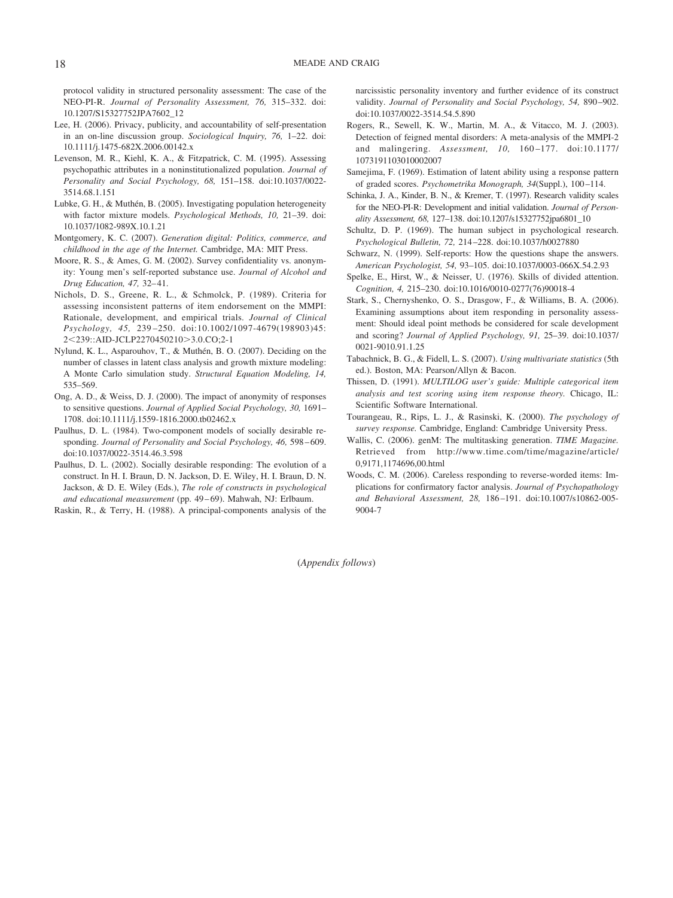protocol validity in structured personality assessment: The case of the NEO-PI-R. *Journal of Personality Assessment, 76,* 315–332. doi:10.1207/S15327752JPA7602_12

Lee, H. (2006). Privacy, publicity, and accountability of self-presentation in an on-line discussion group. *Sociological Inquiry, 76,* 1–22. doi:10.1111/j.1475-682X.2006.00142.x

Levenson, M. R., Kiehl, K. A., & Fitzpatrick, C. M. (1995). Assessing psychopathic attributes in a noninstitutionalized population. *Journal of Personality and Social Psychology, 68,* 151–158. doi:10.1037/0022-3514.68.1.151

Lubke, G. H., & Muthén, B. (2005). Investigating population heterogeneity with factor mixture models. *Psychological Methods, 10,* 21–39. doi:10.1037/1082-989X.10.1.21

Montgomery, K. C. (2007). *Generation digital: Politics, commerce, and childhood in the age of the Internet.* Cambridge, MA: MIT Press.

Moore, R. S., & Ames, G. M. (2002). Survey confidentiality vs. anonymity: Young men's self-reported substance use. *Journal of Alcohol and Drug Education, 47,* 32–41.

Nichols, D. S., Greene, R. L., & Schmolck, P. (1989). Criteria for assessing inconsistent patterns of item endorsement on the MMPI: Rationale, development, and empirical trials. *Journal of Clinical Psychology, 45,* 239–250. doi:10.1002/1097-4679(198903)45:2<239::AID-JCLP2270450210>3.0.CO;2-1

Nylund, K. L., Asparouhov, T., & Muthén, B. O. (2007). Deciding on the number of classes in latent class analysis and growth mixture modeling: A Monte Carlo simulation study. *Structural Equation Modeling, 14,* 535–569.

Ong, A. D., & Weiss, D. J. (2000). The impact of anonymity of responses to sensitive questions. *Journal of Applied Social Psychology, 30,* 1691–1708. doi:10.1111/j.1559-1816.2000.tb02462.x

Paulhus, D. L. (1984). Two-component models of socially desirable responding. *Journal of Personality and Social Psychology, 46,* 598–609. doi:10.1037/0022-3514.46.3.598

Paulhus, D. L. (2002). Socially desirable responding: The evolution of a construct. In H. I. Braun, D. N. Jackson, D. E. Wiley, H. I. Braun, D. N. Jackson, & D. E. Wiley (Eds.), *The role of constructs in psychological and educational measurement* (pp. 49–69). Mahwah, NJ: Erlbaum.

Raskin, R., & Terry, H. (1988). A principal-components analysis of the narcissistic personality inventory and further evidence of its construct validity. *Journal of Personality and Social Psychology, 54,* 890–902. doi:10.1037/0022-3514.54.5.890

Rogers, R., Sewell, K. W., Martin, M. A., & Vitacco, M. J. (2003). Detection of feigned mental disorders: A meta-analysis of the MMPI-2 and malingering. *Assessment, 10,* 160–177. doi:10.1177/1073191103010002007

Samejima, F. (1969). Estimation of latent ability using a response pattern of graded scores. *Psychometrika Monograph, 34*(Suppl.), 100–114.

Schinka, J. A., Kinder, B. N., & Kremer, T. (1997). Research validity scales for the NEO-PI-R: Development and initial validation. *Journal of Personality Assessment, 68,* 127–138. doi:10.1207/s15327752jpa6801_10

Schultz, D. P. (1969). The human subject in psychological research. *Psychological Bulletin, 72,* 214–228. doi:10.1037/h0027880

Schwarz, N. (1999). Self-reports: How the questions shape the answers. *American Psychologist, 54,* 93–105. doi:10.1037/0003-066X.54.2.93

Spelke, E., Hirst, W., & Neisser, U. (1976). Skills of divided attention. *Cognition, 4,* 215–230. doi:10.1016/0010-0277(76)90018-4

Stark, S., Chernyshenko, O. S., Drasgow, F., & Williams, B. A. (2006). Examining assumptions about item responding in personality assessment: Should ideal point methods be considered for scale development and scoring? *Journal of Applied Psychology, 91,* 25–39. doi:10.1037/0021-9010.91.1.25

Tabachnick, B. G., & Fidell, L. S. (2007). *Using multivariate statistics* (5th ed.). Boston, MA: Pearson/Allyn & Bacon.

Thissen, D. (1991). *MULTILOG user's guide: Multiple categorical item analysis and test scoring using item response theory.* Chicago, IL: Scientific Software International.

Tourangeau, R., Rips, L. J., & Rasinski, K. (2000). *The psychology of survey response.* Cambridge, England: Cambridge University Press.

Wallis, C. (2006). genM: The multitasking generation. *TIME Magazine.* Retrieved from http://www.time.com/time/magazine/article/0,9171,1174696,00.html

Woods, C. M. (2006). Careless responding to reverse-worded items: Implications for confirmatory factor analysis. *Journal of Psychopathology and Behavioral Assessment, 28,* 186–191. doi:10.1007/s10862-005-9004-7

(*Appendix follows*)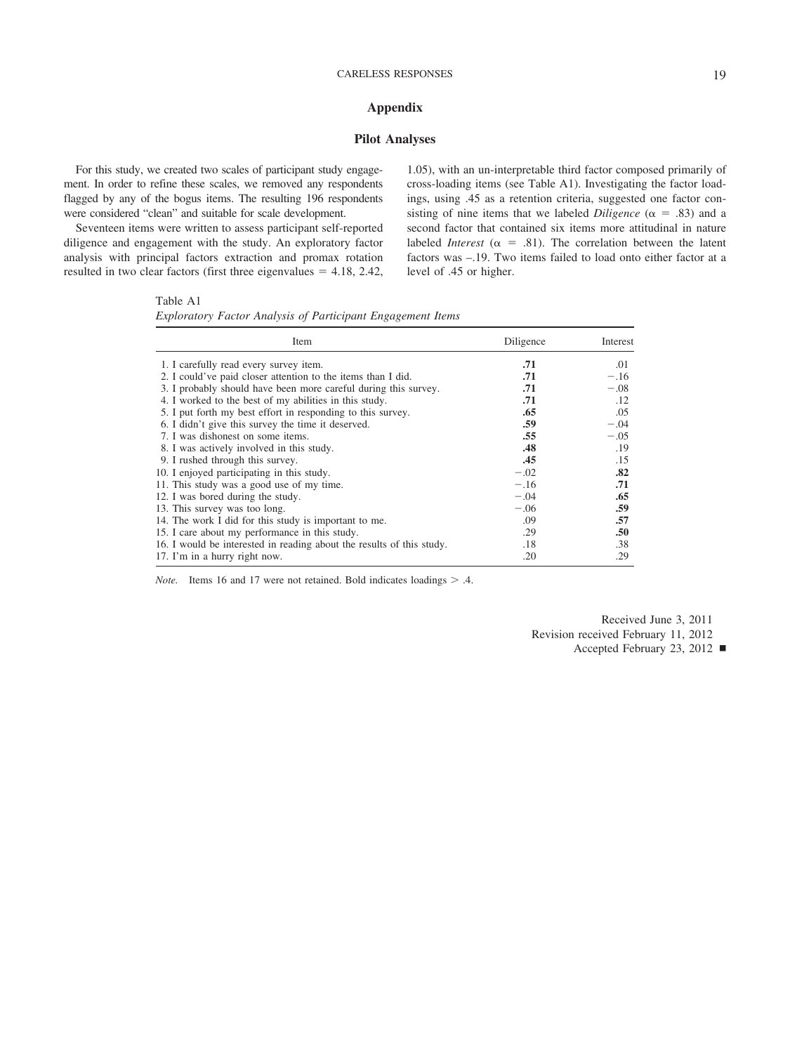## Appendix

### Pilot Analyses

For this study, we created two scales of participant study engagement. In order to refine these scales, we removed any respondents flagged by any of the bogus items. The resulting 196 respondents were considered "clean" and suitable for scale development.

Seventeen items were written to assess participant self-reported diligence and engagement with the study. An exploratory factor analysis with principal factors extraction and promax rotation resulted in two clear factors (first three eigenvalues = 4.18, 2.42, 1.05), with an un-interpretable third factor composed primarily of cross-loading items (see Table A1). Investigating the factor loadings, using .45 as a retention criteria, suggested one factor consisting of nine items that we labeled *Diligence* ($\alpha$ = .83) and a second factor that contained six items more attitudinal in nature labeled *Interest* ($\alpha$ = .81). The correlation between the latent factors was –.19. Two items failed to load onto either factor at a level of .45 or higher.

Table A1
*Exploratory Factor Analysis of Participant Engagement Items*

| Item | Diligence | Interest |
|---|---|---|
| 1. I carefully read every survey item. | **.71** | .01 |
| 2. I could've paid closer attention to the items than I did. | **.71** | −.16 |
| 3. I probably should have been more careful during this survey. | **.71** | −.08 |
| 4. I worked to the best of my abilities in this study. | **.71** | .12 |
| 5. I put forth my best effort in responding to this survey. | **.65** | .05 |
| 6. I didn't give this survey the time it deserved. | **.59** | −.04 |
| 7. I was dishonest on some items. | **.55** | −.05 |
| 8. I was actively involved in this study. | **.48** | .19 |
| 9. I rushed through this survey. | **.45** | .15 |
| 10. I enjoyed participating in this study. | −.02 | **.82** |
| 11. This study was a good use of my time. | −.16 | **.71** |
| 12. I was bored during the study. | −.04 | **.65** |
| 13. This survey was too long. | −.06 | **.59** |
| 14. The work I did for this study is important to me. | .09 | **.57** |
| 15. I care about my performance in this study. | .29 | **.50** |
| 16. I would be interested in reading about the results of this study. | .18 | .38 |
| 17. I'm in a hurry right now. | .20 | .29 |

*Note.* Items 16 and 17 were not retained. Bold indicates loadings > .4.

Received June 3, 2011
Revision received February 11, 2012
Accepted February 23, 2012 ■